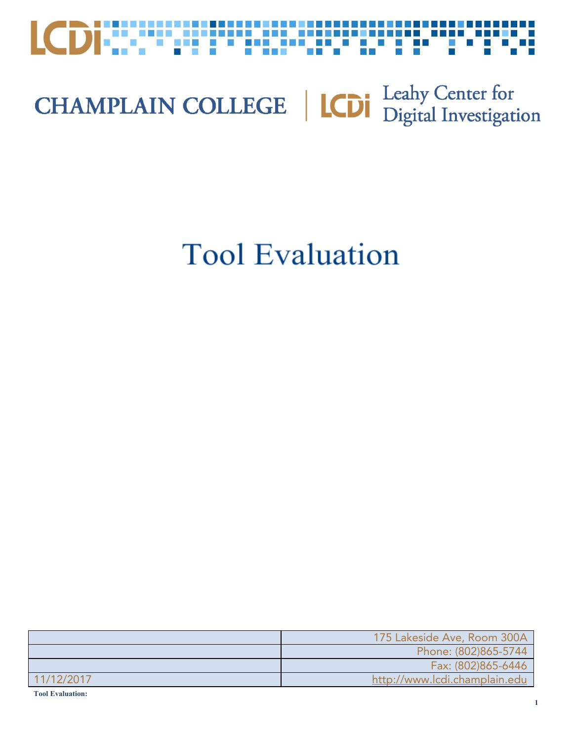CHAMPLAIN COLLEGE | LCDi Leahy Center for Digital Investigation

# Tool Evaluation

| | |
|---|---|
| | 175 Lakeside Ave, Room 300A |
| | Phone: (802)865-5744 |
| | Fax: (802)865-6446 |
| 11/12/2017 | http://www.lcdi.champlain.edu |

**Tool Evaluation:**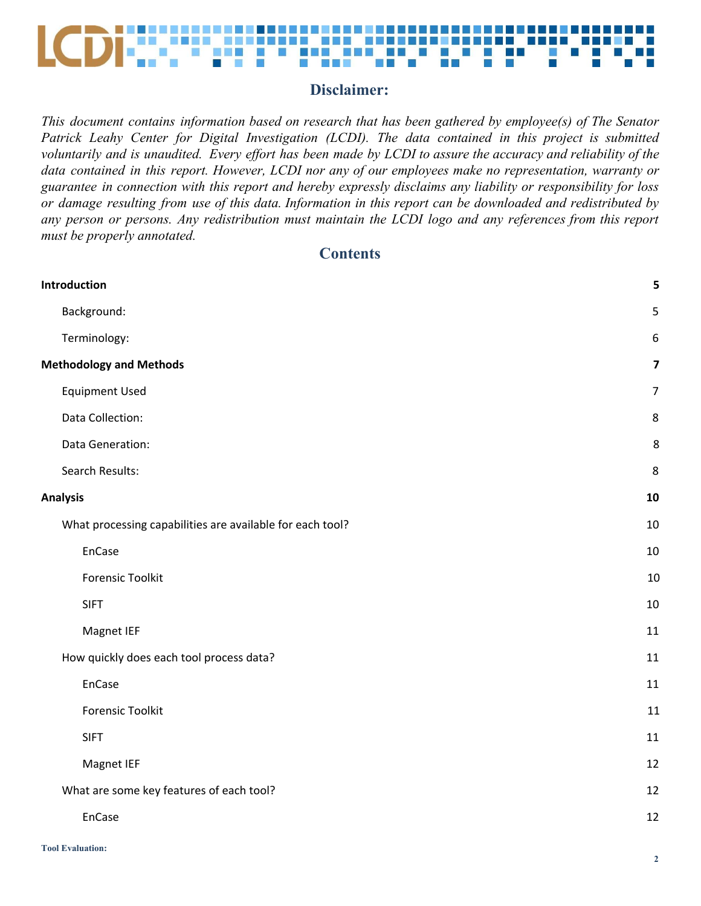## Disclaimer:

*This document contains information based on research that has been gathered by employee(s) of The Senator Patrick Leahy Center for Digital Investigation (LCDI). The data contained in this project is submitted voluntarily and is unaudited. Every effort has been made by LCDI to assure the accuracy and reliability of the data contained in this report. However, LCDI nor any of our employees make no representation, warranty or guarantee in connection with this report and hereby expressly disclaims any liability or responsibility for loss or damage resulting from use of this data. Information in this report can be downloaded and redistributed by any person or persons. Any redistribution must maintain the LCDI logo and any references from this report must be properly annotated.*

## Contents

**Introduction** 5

- Background: 5
- Terminology: 6

**Methodology and Methods** 7

- Equipment Used 7
- Data Collection: 8
- Data Generation: 8
- Search Results: 8

**Analysis** 10

- What processing capabilities are available for each tool? 10
  - EnCase 10
  - Forensic Toolkit 10
  - SIFT 10
  - Magnet IEF 11
- How quickly does each tool process data? 11
  - EnCase 11
  - Forensic Toolkit 11
  - SIFT 11
  - Magnet IEF 12
- What are some key features of each tool? 12
  - EnCase 12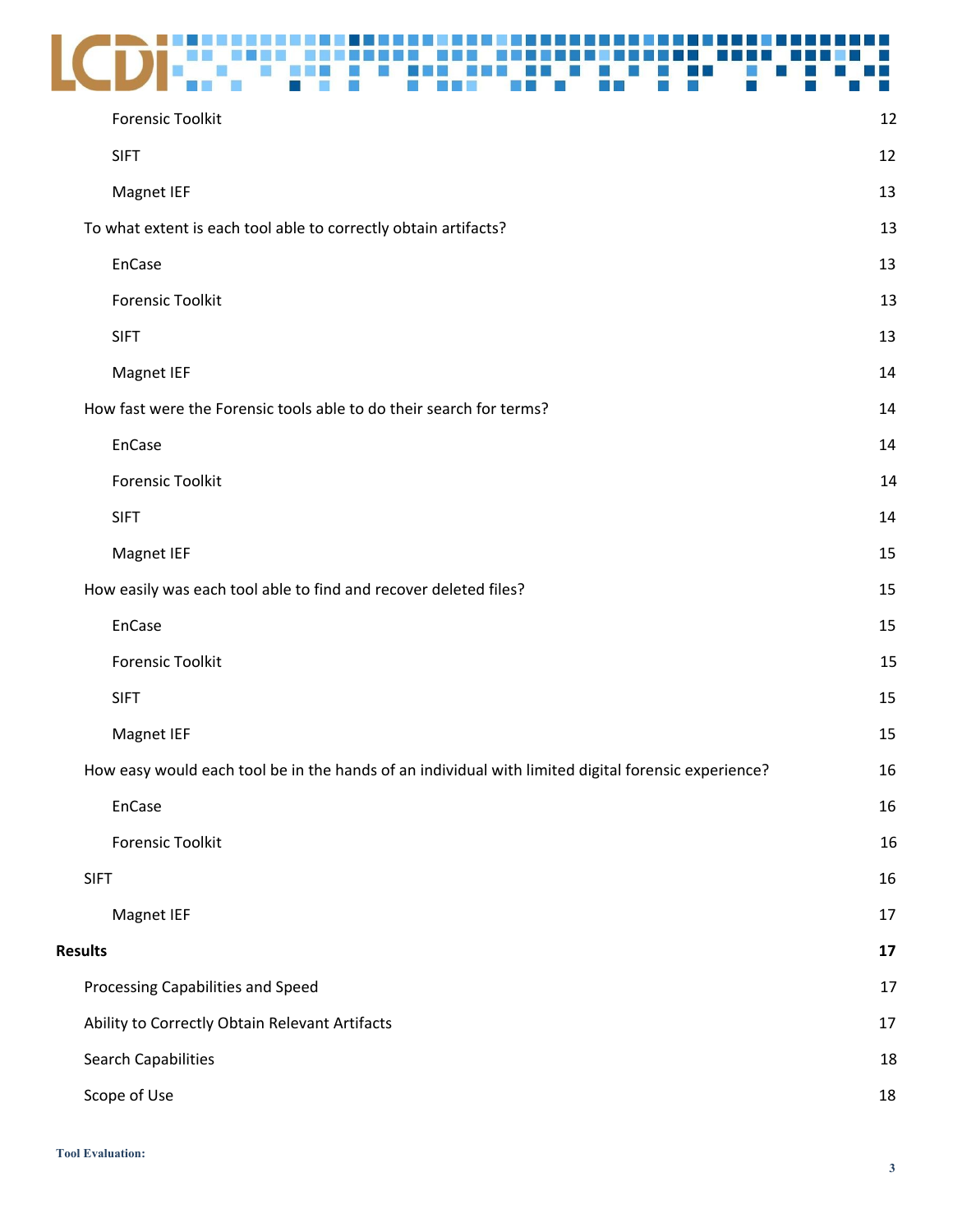Forensic Toolkit 12

SIFT 12

Magnet IEF 13

To what extent is each tool able to correctly obtain artifacts? 13

EnCase 13

Forensic Toolkit 13

SIFT 13

Magnet IEF 14

How fast were the Forensic tools able to do their search for terms? 14

EnCase 14

Forensic Toolkit 14

SIFT 14

Magnet IEF 15

How easily was each tool able to find and recover deleted files? 15

EnCase 15

Forensic Toolkit 15

SIFT 15

Magnet IEF 15

How easy would each tool be in the hands of an individual with limited digital forensic experience? 16

EnCase 16

Forensic Toolkit 16

SIFT 16

Magnet IEF 17

**Results 17**

Processing Capabilities and Speed 17

Ability to Correctly Obtain Relevant Artifacts 17

Search Capabilities 18

Scope of Use 18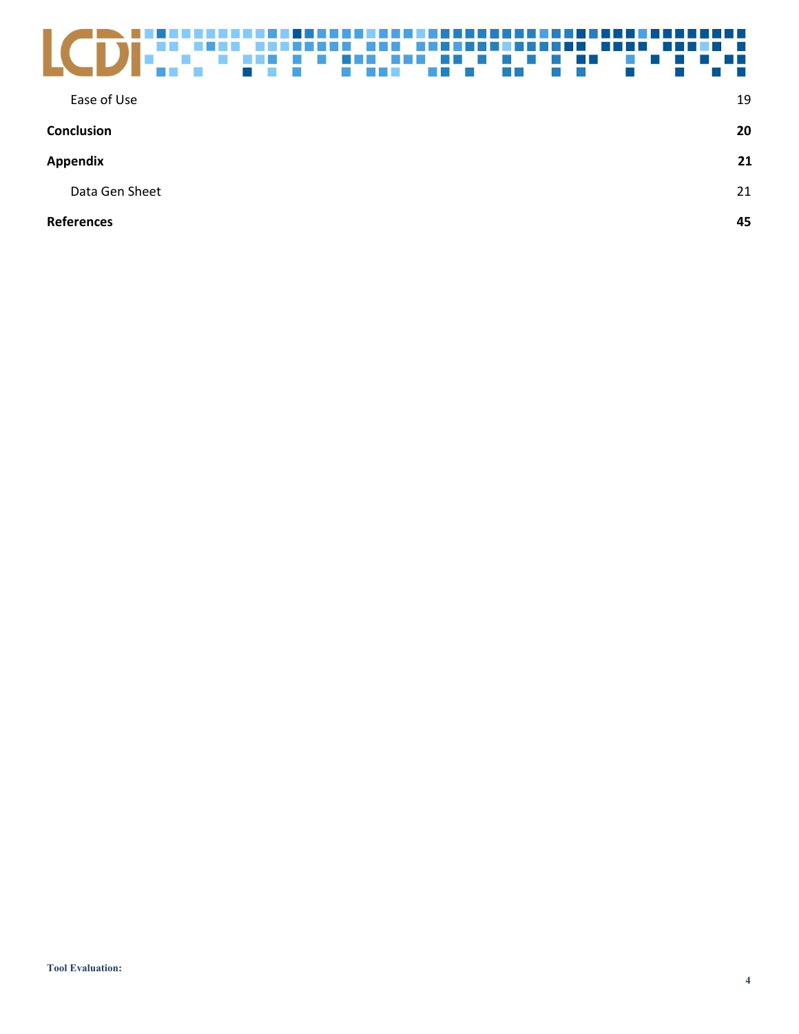Ease of Use 19

**Conclusion** **20**

**Appendix** **21**

Data Gen Sheet 21

**References** **45**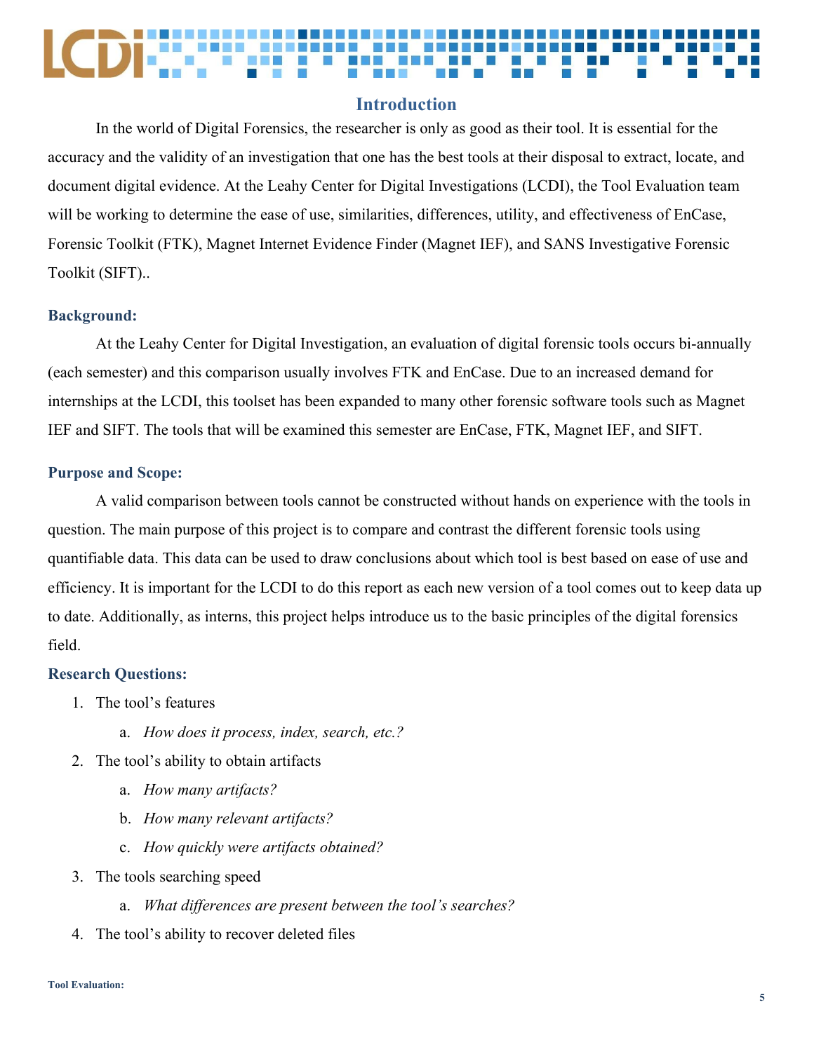## Introduction

In the world of Digital Forensics, the researcher is only as good as their tool. It is essential for the accuracy and the validity of an investigation that one has the best tools at their disposal to extract, locate, and document digital evidence. At the Leahy Center for Digital Investigations (LCDI), the Tool Evaluation team will be working to determine the ease of use, similarities, differences, utility, and effectiveness of EnCase, Forensic Toolkit (FTK), Magnet Internet Evidence Finder (Magnet IEF), and SANS Investigative Forensic Toolkit (SIFT)..

### Background:

At the Leahy Center for Digital Investigation, an evaluation of digital forensic tools occurs bi-annually (each semester) and this comparison usually involves FTK and EnCase. Due to an increased demand for internships at the LCDI, this toolset has been expanded to many other forensic software tools such as Magnet IEF and SIFT. The tools that will be examined this semester are EnCase, FTK, Magnet IEF, and SIFT.

### Purpose and Scope:

A valid comparison between tools cannot be constructed without hands on experience with the tools in question. The main purpose of this project is to compare and contrast the different forensic tools using quantifiable data. This data can be used to draw conclusions about which tool is best based on ease of use and efficiency. It is important for the LCDI to do this report as each new version of a tool comes out to keep data up to date. Additionally, as interns, this project helps introduce us to the basic principles of the digital forensics field.

### Research Questions:

1. The tool's features
   a. *How does it process, index, search, etc.?*
2. The tool's ability to obtain artifacts
   a. *How many artifacts?*
   b. *How many relevant artifacts?*
   c. *How quickly were artifacts obtained?*
3. The tools searching speed
   a. *What differences are present between the tool's searches?*
4. The tool's ability to recover deleted files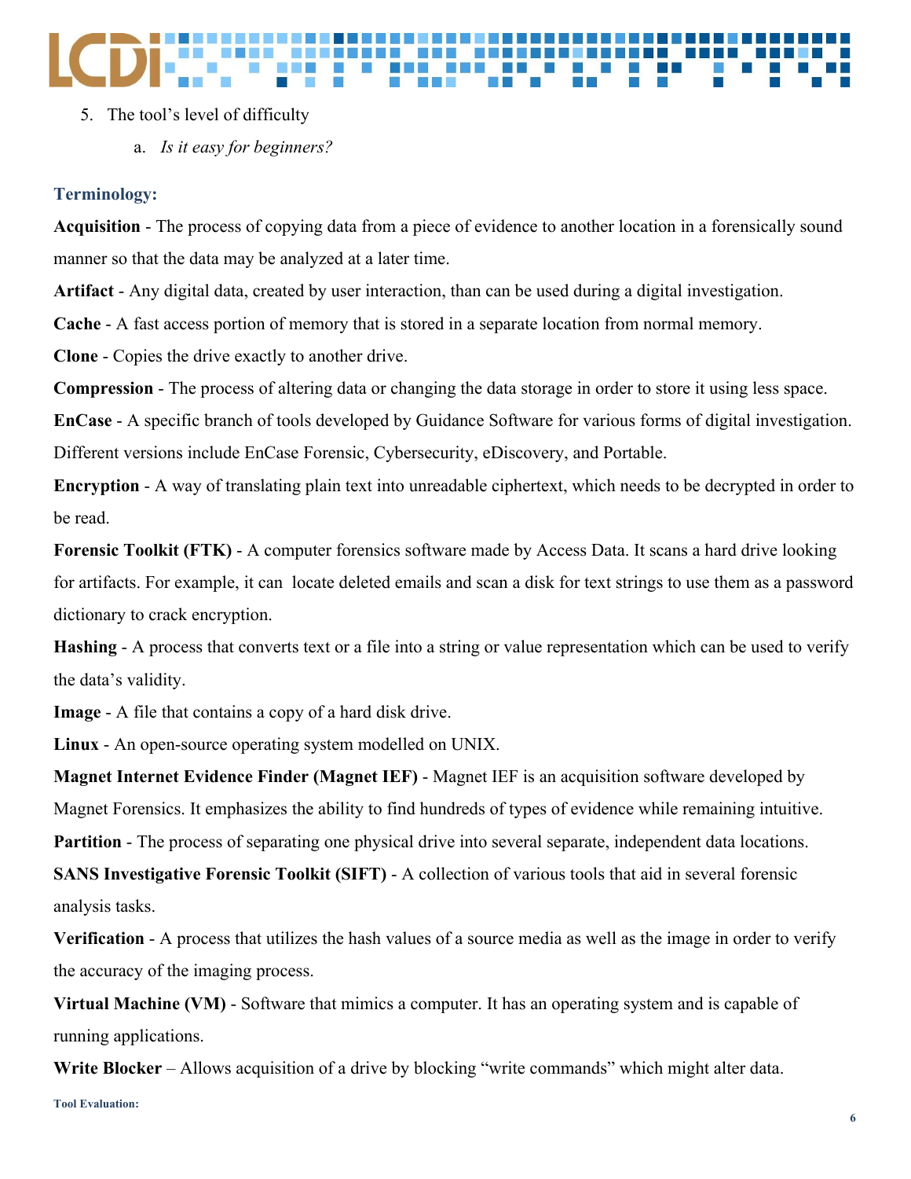5. The tool's level of difficulty
    a. *Is it easy for beginners?*

### Terminology:

**Acquisition** - The process of copying data from a piece of evidence to another location in a forensically sound manner so that the data may be analyzed at a later time.

**Artifact** - Any digital data, created by user interaction, than can be used during a digital investigation.

**Cache** - A fast access portion of memory that is stored in a separate location from normal memory.

**Clone** - Copies the drive exactly to another drive.

**Compression** - The process of altering data or changing the data storage in order to store it using less space.

**EnCase** - A specific branch of tools developed by Guidance Software for various forms of digital investigation. Different versions include EnCase Forensic, Cybersecurity, eDiscovery, and Portable.

**Encryption** - A way of translating plain text into unreadable ciphertext, which needs to be decrypted in order to be read.

**Forensic Toolkit (FTK)** - A computer forensics software made by Access Data. It scans a hard drive looking for artifacts. For example, it can locate deleted emails and scan a disk for text strings to use them as a password dictionary to crack encryption.

**Hashing** - A process that converts text or a file into a string or value representation which can be used to verify the data's validity.

**Image** - A file that contains a copy of a hard disk drive.

**Linux** - An open-source operating system modelled on UNIX.

**Magnet Internet Evidence Finder (Magnet IEF)** - Magnet IEF is an acquisition software developed by Magnet Forensics. It emphasizes the ability to find hundreds of types of evidence while remaining intuitive.

**Partition** - The process of separating one physical drive into several separate, independent data locations.

**SANS Investigative Forensic Toolkit (SIFT)** - A collection of various tools that aid in several forensic analysis tasks.

**Verification** - A process that utilizes the hash values of a source media as well as the image in order to verify the accuracy of the imaging process.

**Virtual Machine (VM)** - Software that mimics a computer. It has an operating system and is capable of running applications.

**Write Blocker** – Allows acquisition of a drive by blocking "write commands" which might alter data.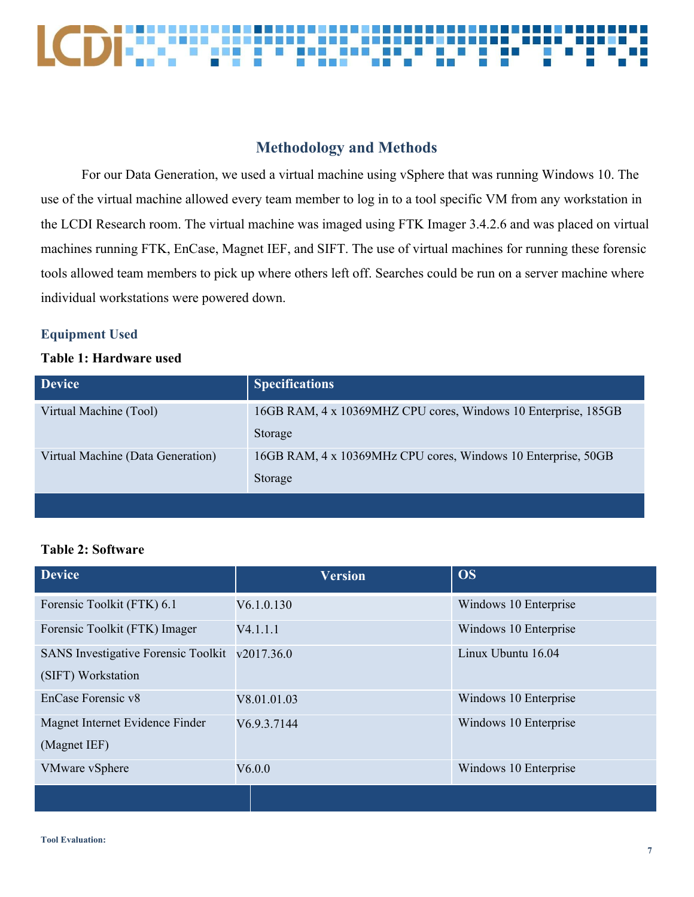## Methodology and Methods

For our Data Generation, we used a virtual machine using vSphere that was running Windows 10. The use of the virtual machine allowed every team member to log in to a tool specific VM from any workstation in the LCDI Research room. The virtual machine was imaged using FTK Imager 3.4.2.6 and was placed on virtual machines running FTK, EnCase, Magnet IEF, and SIFT. The use of virtual machines for running these forensic tools allowed team members to pick up where others left off. Searches could be run on a server machine where individual workstations were powered down.

### Equipment Used

**Table 1: Hardware used**

| Device | Specifications |
| --- | --- |
| Virtual Machine (Tool) | 16GB RAM, 4 x 10369MHZ CPU cores, Windows 10 Enterprise, 185GB Storage |
| Virtual Machine (Data Generation) | 16GB RAM, 4 x 10369MHz CPU cores, Windows 10 Enterprise, 50GB Storage |

**Table 2: Software**

| Device | Version | OS |
| --- | --- | --- |
| Forensic Toolkit (FTK) 6.1 | V6.1.0.130 | Windows 10 Enterprise |
| Forensic Toolkit (FTK) Imager | V4.1.1.1 | Windows 10 Enterprise |
| SANS Investigative Forensic Toolkit (SIFT) Workstation | v2017.36.0 | Linux Ubuntu 16.04 |
| EnCase Forensic v8 | V8.01.01.03 | Windows 10 Enterprise |
| Magnet Internet Evidence Finder (Magnet IEF) | V6.9.3.7144 | Windows 10 Enterprise |
| VMware vSphere | V6.0.0 | Windows 10 Enterprise |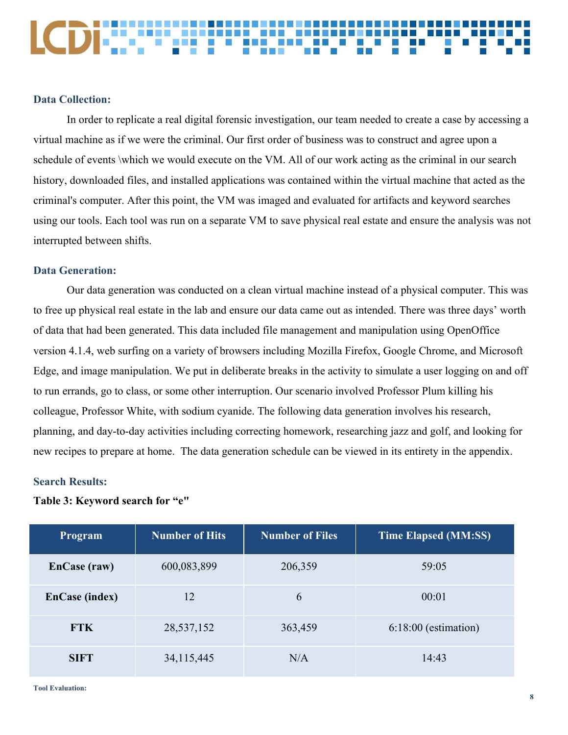**Data Collection:**

In order to replicate a real digital forensic investigation, our team needed to create a case by accessing a virtual machine as if we were the criminal. Our first order of business was to construct and agree upon a schedule of events \which we would execute on the VM. All of our work acting as the criminal in our search history, downloaded files, and installed applications was contained within the virtual machine that acted as the criminal's computer. After this point, the VM was imaged and evaluated for artifacts and keyword searches using our tools. Each tool was run on a separate VM to save physical real estate and ensure the analysis was not interrupted between shifts.

**Data Generation:**

Our data generation was conducted on a clean virtual machine instead of a physical computer. This was to free up physical real estate in the lab and ensure our data came out as intended. There was three days' worth of data that had been generated. This data included file management and manipulation using OpenOffice version 4.1.4, web surfing on a variety of browsers including Mozilla Firefox, Google Chrome, and Microsoft Edge, and image manipulation. We put in deliberate breaks in the activity to simulate a user logging on and off to run errands, go to class, or some other interruption. Our scenario involved Professor Plum killing his colleague, Professor White, with sodium cyanide. The following data generation involves his research, planning, and day-to-day activities including correcting homework, researching jazz and golf, and looking for new recipes to prepare at home. The data generation schedule can be viewed in its entirety in the appendix.

**Search Results:**

**Table 3: Keyword search for "e"**

| Program | Number of Hits | Number of Files | Time Elapsed (MM:SS) |
|---|---|---|---|
| **EnCase (raw)** | 600,083,899 | 206,359 | 59:05 |
| **EnCase (index)** | 12 | 6 | 00:01 |
| **FTK** | 28,537,152 | 363,459 | 6:18:00 (estimation) |
| **SIFT** | 34,115,445 | N/A | 14:43 |

**Tool Evaluation:**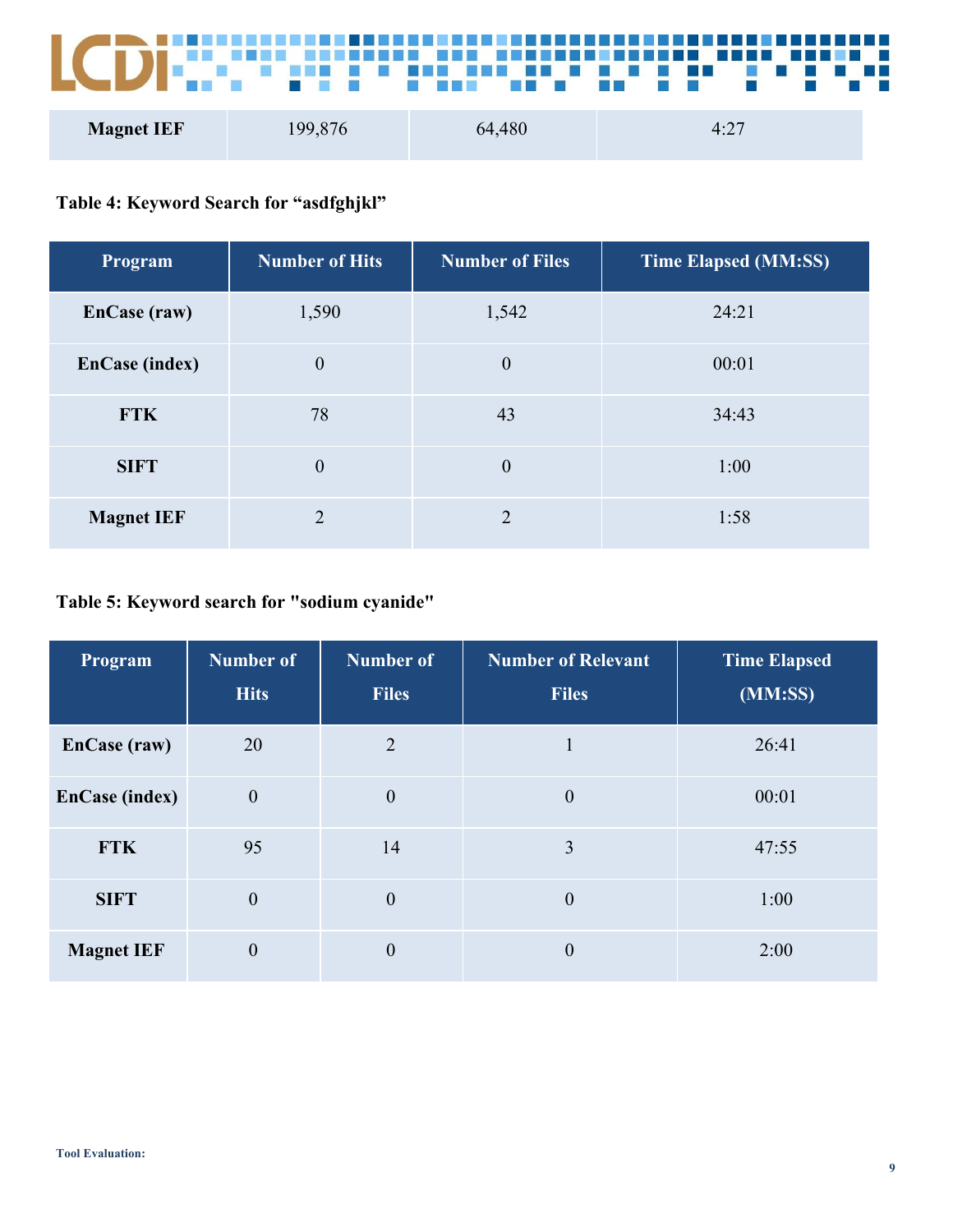| Magnet IEF | 199,876 | 64,480 | 4:27 |
|---|---|---|---|

**Table 4: Keyword Search for "asdfghjkl"**

| Program | Number of Hits | Number of Files | Time Elapsed (MM:SS) |
|---|---|---|---|
| EnCase (raw) | 1,590 | 1,542 | 24:21 |
| EnCase (index) | 0 | 0 | 00:01 |
| FTK | 78 | 43 | 34:43 |
| SIFT | 0 | 0 | 1:00 |
| Magnet IEF | 2 | 2 | 1:58 |

**Table 5: Keyword search for "sodium cyanide"**

| Program | Number of Hits | Number of Files | Number of Relevant Files | Time Elapsed (MM:SS) |
|---|---|---|---|---|
| EnCase (raw) | 20 | 2 | 1 | 26:41 |
| EnCase (index) | 0 | 0 | 0 | 00:01 |
| FTK | 95 | 14 | 3 | 47:55 |
| SIFT | 0 | 0 | 0 | 1:00 |
| Magnet IEF | 0 | 0 | 0 | 2:00 |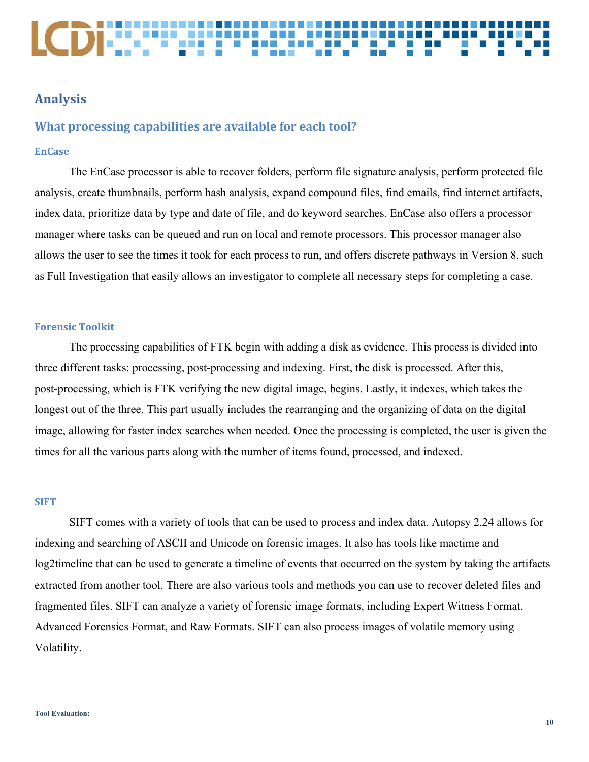## Analysis

### What processing capabilities are available for each tool?

#### EnCase

The EnCase processor is able to recover folders, perform file signature analysis, perform protected file analysis, create thumbnails, perform hash analysis, expand compound files, find emails, find internet artifacts, index data, prioritize data by type and date of file, and do keyword searches. EnCase also offers a processor manager where tasks can be queued and run on local and remote processors. This processor manager also allows the user to see the times it took for each process to run, and offers discrete pathways in Version 8, such as Full Investigation that easily allows an investigator to complete all necessary steps for completing a case.

#### Forensic Toolkit

The processing capabilities of FTK begin with adding a disk as evidence. This process is divided into three different tasks: processing, post-processing and indexing. First, the disk is processed. After this, post-processing, which is FTK verifying the new digital image, begins. Lastly, it indexes, which takes the longest out of the three. This part usually includes the rearranging and the organizing of data on the digital image, allowing for faster index searches when needed. Once the processing is completed, the user is given the times for all the various parts along with the number of items found, processed, and indexed.

#### SIFT

SIFT comes with a variety of tools that can be used to process and index data. Autopsy 2.24 allows for indexing and searching of ASCII and Unicode on forensic images. It also has tools like mactime and log2timeline that can be used to generate a timeline of events that occurred on the system by taking the artifacts extracted from another tool. There are also various tools and methods you can use to recover deleted files and fragmented files. SIFT can analyze a variety of forensic image formats, including Expert Witness Format, Advanced Forensics Format, and Raw Formats. SIFT can also process images of volatile memory using Volatility.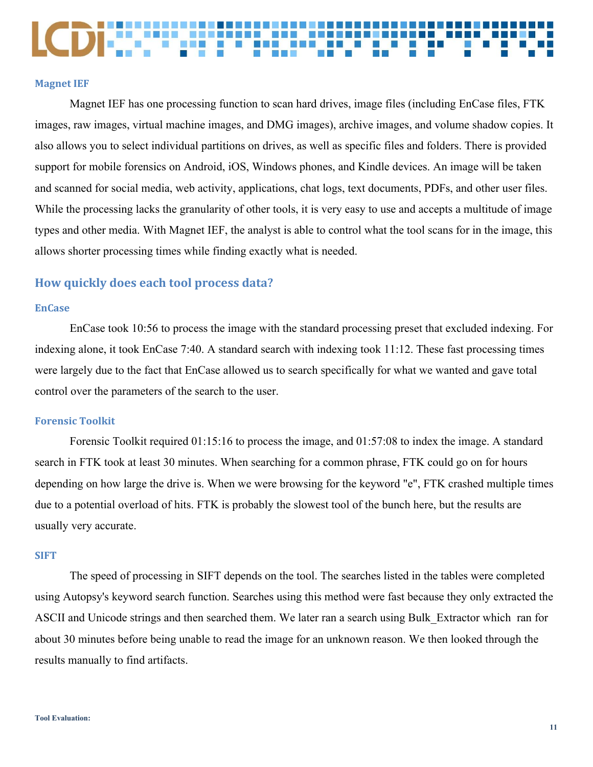### Magnet IEF

Magnet IEF has one processing function to scan hard drives, image files (including EnCase files, FTK images, raw images, virtual machine images, and DMG images), archive images, and volume shadow copies. It also allows you to select individual partitions on drives, as well as specific files and folders. There is provided support for mobile forensics on Android, iOS, Windows phones, and Kindle devices. An image will be taken and scanned for social media, web activity, applications, chat logs, text documents, PDFs, and other user files. While the processing lacks the granularity of other tools, it is very easy to use and accepts a multitude of image types and other media. With Magnet IEF, the analyst is able to control what the tool scans for in the image, this allows shorter processing times while finding exactly what is needed.

## How quickly does each tool process data?

### EnCase

EnCase took 10:56 to process the image with the standard processing preset that excluded indexing. For indexing alone, it took EnCase 7:40. A standard search with indexing took 11:12. These fast processing times were largely due to the fact that EnCase allowed us to search specifically for what we wanted and gave total control over the parameters of the search to the user.

### Forensic Toolkit

Forensic Toolkit required 01:15:16 to process the image, and 01:57:08 to index the image. A standard search in FTK took at least 30 minutes. When searching for a common phrase, FTK could go on for hours depending on how large the drive is. When we were browsing for the keyword "e", FTK crashed multiple times due to a potential overload of hits. FTK is probably the slowest tool of the bunch here, but the results are usually very accurate.

### SIFT

The speed of processing in SIFT depends on the tool. The searches listed in the tables were completed using Autopsy's keyword search function. Searches using this method were fast because they only extracted the ASCII and Unicode strings and then searched them. We later ran a search using Bulk_Extractor which ran for about 30 minutes before being unable to read the image for an unknown reason. We then looked through the results manually to find artifacts.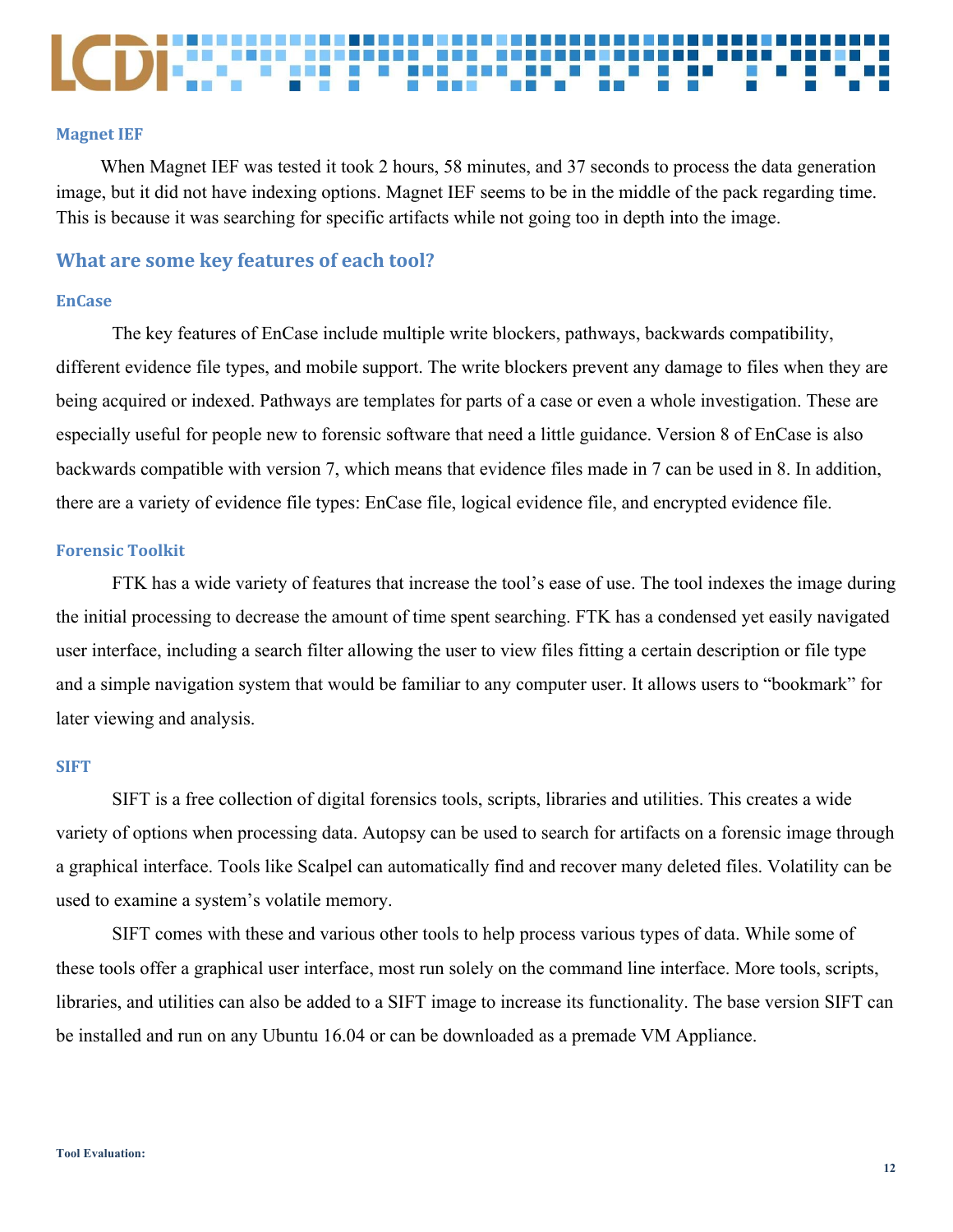### Magnet IEF

When Magnet IEF was tested it took 2 hours, 58 minutes, and 37 seconds to process the data generation image, but it did not have indexing options. Magnet IEF seems to be in the middle of the pack regarding time. This is because it was searching for specific artifacts while not going too in depth into the image.

## What are some key features of each tool?

### EnCase

The key features of EnCase include multiple write blockers, pathways, backwards compatibility, different evidence file types, and mobile support. The write blockers prevent any damage to files when they are being acquired or indexed. Pathways are templates for parts of a case or even a whole investigation. These are especially useful for people new to forensic software that need a little guidance. Version 8 of EnCase is also backwards compatible with version 7, which means that evidence files made in 7 can be used in 8. In addition, there are a variety of evidence file types: EnCase file, logical evidence file, and encrypted evidence file.

### Forensic Toolkit

FTK has a wide variety of features that increase the tool's ease of use. The tool indexes the image during the initial processing to decrease the amount of time spent searching. FTK has a condensed yet easily navigated user interface, including a search filter allowing the user to view files fitting a certain description or file type and a simple navigation system that would be familiar to any computer user. It allows users to "bookmark" for later viewing and analysis.

### SIFT

SIFT is a free collection of digital forensics tools, scripts, libraries and utilities. This creates a wide variety of options when processing data. Autopsy can be used to search for artifacts on a forensic image through a graphical interface. Tools like Scalpel can automatically find and recover many deleted files. Volatility can be used to examine a system's volatile memory.

SIFT comes with these and various other tools to help process various types of data. While some of these tools offer a graphical user interface, most run solely on the command line interface. More tools, scripts, libraries, and utilities can also be added to a SIFT image to increase its functionality. The base version SIFT can be installed and run on any Ubuntu 16.04 or can be downloaded as a premade VM Appliance.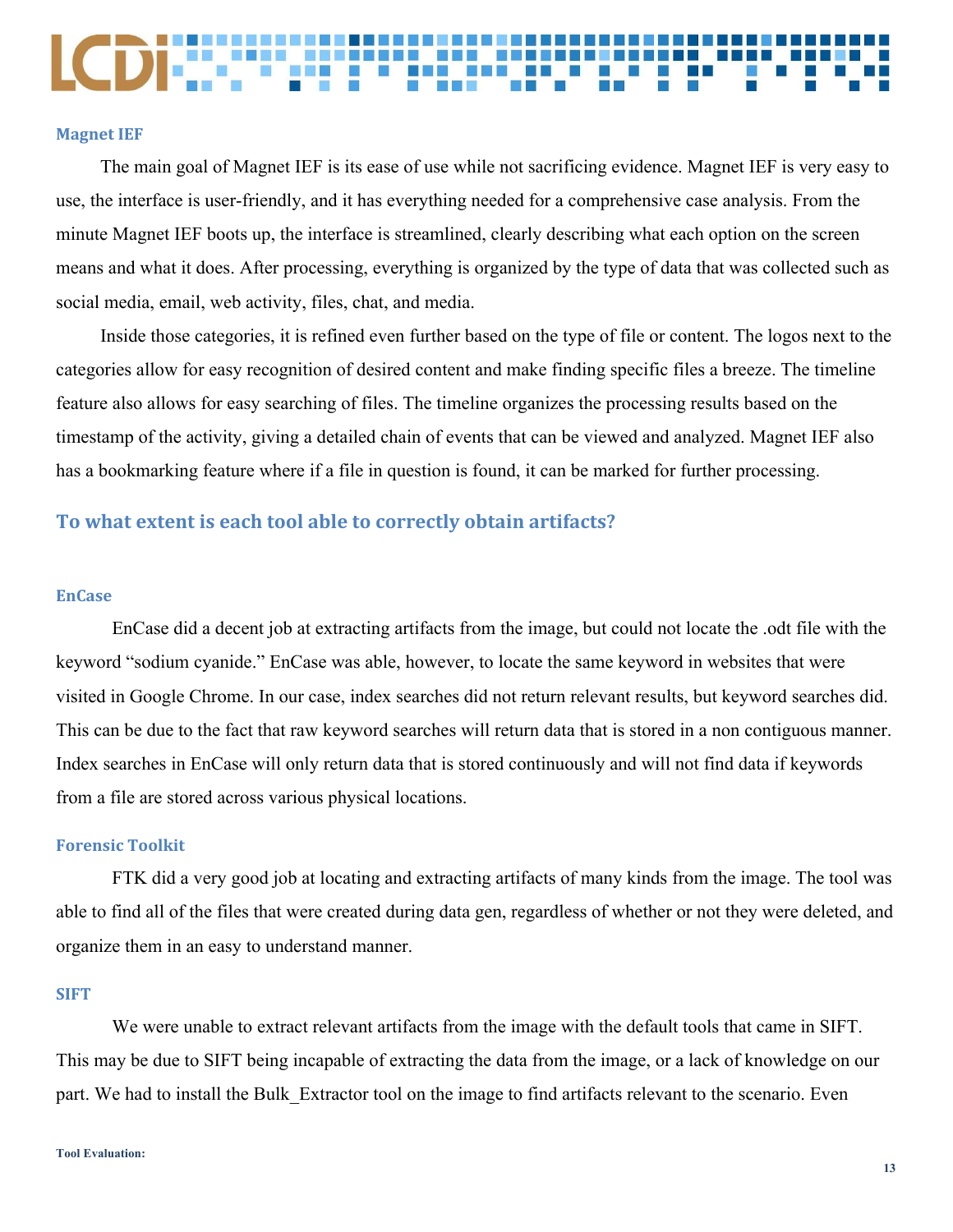### Magnet IEF

The main goal of Magnet IEF is its ease of use while not sacrificing evidence. Magnet IEF is very easy to use, the interface is user-friendly, and it has everything needed for a comprehensive case analysis. From the minute Magnet IEF boots up, the interface is streamlined, clearly describing what each option on the screen means and what it does. After processing, everything is organized by the type of data that was collected such as social media, email, web activity, files, chat, and media.

Inside those categories, it is refined even further based on the type of file or content. The logos next to the categories allow for easy recognition of desired content and make finding specific files a breeze. The timeline feature also allows for easy searching of files. The timeline organizes the processing results based on the timestamp of the activity, giving a detailed chain of events that can be viewed and analyzed. Magnet IEF also has a bookmarking feature where if a file in question is found, it can be marked for further processing.

## To what extent is each tool able to correctly obtain artifacts?

### EnCase

EnCase did a decent job at extracting artifacts from the image, but could not locate the .odt file with the keyword "sodium cyanide." EnCase was able, however, to locate the same keyword in websites that were visited in Google Chrome. In our case, index searches did not return relevant results, but keyword searches did. This can be due to the fact that raw keyword searches will return data that is stored in a non contiguous manner. Index searches in EnCase will only return data that is stored continuously and will not find data if keywords from a file are stored across various physical locations.

### Forensic Toolkit

FTK did a very good job at locating and extracting artifacts of many kinds from the image. The tool was able to find all of the files that were created during data gen, regardless of whether or not they were deleted, and organize them in an easy to understand manner.

### SIFT

We were unable to extract relevant artifacts from the image with the default tools that came in SIFT. This may be due to SIFT being incapable of extracting the data from the image, or a lack of knowledge on our part. We had to install the Bulk_Extractor tool on the image to find artifacts relevant to the scenario. Even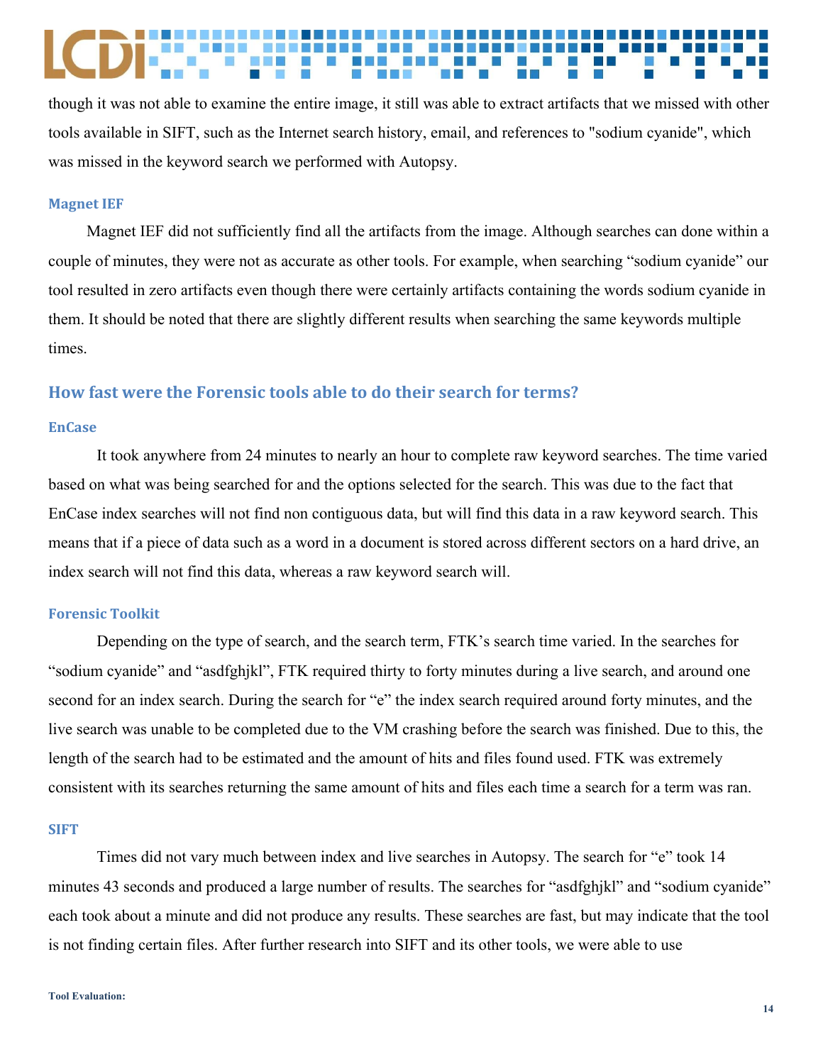though it was not able to examine the entire image, it still was able to extract artifacts that we missed with other tools available in SIFT, such as the Internet search history, email, and references to "sodium cyanide", which was missed in the keyword search we performed with Autopsy.

### Magnet IEF

Magnet IEF did not sufficiently find all the artifacts from the image. Although searches can done within a couple of minutes, they were not as accurate as other tools. For example, when searching "sodium cyanide" our tool resulted in zero artifacts even though there were certainly artifacts containing the words sodium cyanide in them. It should be noted that there are slightly different results when searching the same keywords multiple times.

## How fast were the Forensic tools able to do their search for terms?

### EnCase

It took anywhere from 24 minutes to nearly an hour to complete raw keyword searches. The time varied based on what was being searched for and the options selected for the search. This was due to the fact that EnCase index searches will not find non contiguous data, but will find this data in a raw keyword search. This means that if a piece of data such as a word in a document is stored across different sectors on a hard drive, an index search will not find this data, whereas a raw keyword search will.

### Forensic Toolkit

Depending on the type of search, and the search term, FTK's search time varied. In the searches for "sodium cyanide" and "asdfghjkl", FTK required thirty to forty minutes during a live search, and around one second for an index search. During the search for "e" the index search required around forty minutes, and the live search was unable to be completed due to the VM crashing before the search was finished. Due to this, the length of the search had to be estimated and the amount of hits and files found used. FTK was extremely consistent with its searches returning the same amount of hits and files each time a search for a term was ran.

### SIFT

Times did not vary much between index and live searches in Autopsy. The search for "e" took 14 minutes 43 seconds and produced a large number of results. The searches for "asdfghjkl" and "sodium cyanide" each took about a minute and did not produce any results. These searches are fast, but may indicate that the tool is not finding certain files. After further research into SIFT and its other tools, we were able to use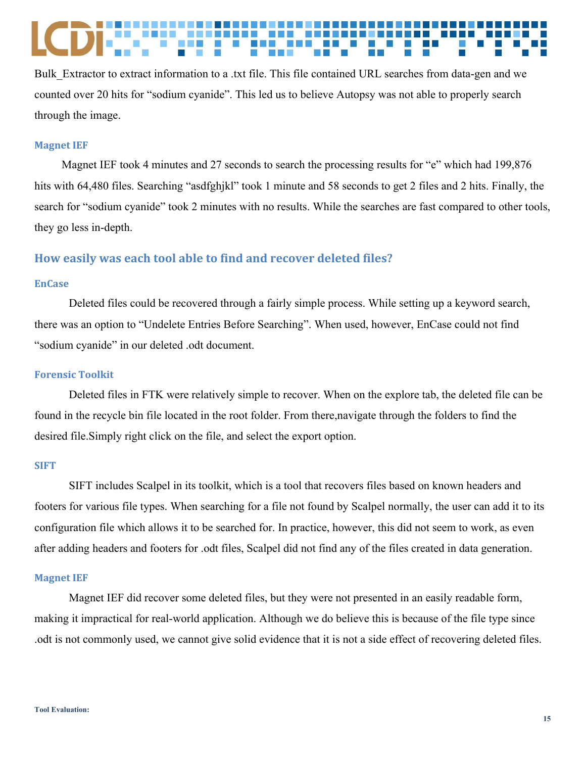Bulk_Extractor to extract information to a .txt file. This file contained URL searches from data-gen and we counted over 20 hits for "sodium cyanide". This led us to believe Autopsy was not able to properly search through the image.

### Magnet IEF

Magnet IEF took 4 minutes and 27 seconds to search the processing results for "e" which had 199,876 hits with 64,480 files. Searching "asdfghjkl" took 1 minute and 58 seconds to get 2 files and 2 hits. Finally, the search for "sodium cyanide" took 2 minutes with no results. While the searches are fast compared to other tools, they go less in-depth.

## How easily was each tool able to find and recover deleted files?

### EnCase

Deleted files could be recovered through a fairly simple process. While setting up a keyword search, there was an option to "Undelete Entries Before Searching". When used, however, EnCase could not find "sodium cyanide" in our deleted .odt document.

### Forensic Toolkit

Deleted files in FTK were relatively simple to recover. When on the explore tab, the deleted file can be found in the recycle bin file located in the root folder. From there,navigate through the folders to find the desired file.Simply right click on the file, and select the export option.

### SIFT

SIFT includes Scalpel in its toolkit, which is a tool that recovers files based on known headers and footers for various file types. When searching for a file not found by Scalpel normally, the user can add it to its configuration file which allows it to be searched for. In practice, however, this did not seem to work, as even after adding headers and footers for .odt files, Scalpel did not find any of the files created in data generation.

### Magnet IEF

Magnet IEF did recover some deleted files, but they were not presented in an easily readable form, making it impractical for real-world application. Although we do believe this is because of the file type since .odt is not commonly used, we cannot give solid evidence that it is not a side effect of recovering deleted files.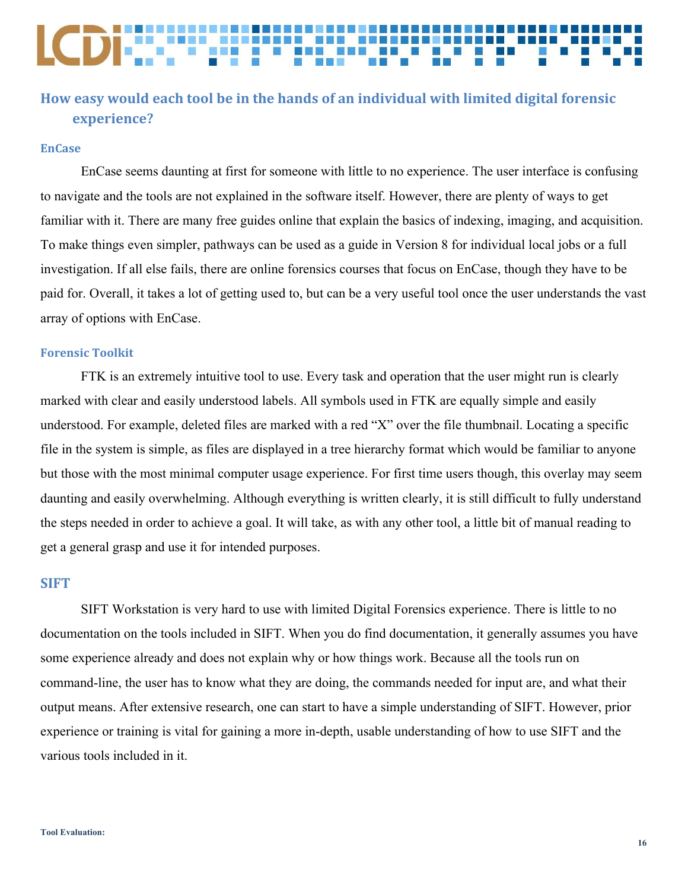## How easy would each tool be in the hands of an individual with limited digital forensic experience?

### EnCase

EnCase seems daunting at first for someone with little to no experience. The user interface is confusing to navigate and the tools are not explained in the software itself. However, there are plenty of ways to get familiar with it. There are many free guides online that explain the basics of indexing, imaging, and acquisition. To make things even simpler, pathways can be used as a guide in Version 8 for individual local jobs or a full investigation. If all else fails, there are online forensics courses that focus on EnCase, though they have to be paid for. Overall, it takes a lot of getting used to, but can be a very useful tool once the user understands the vast array of options with EnCase.

### Forensic Toolkit

FTK is an extremely intuitive tool to use. Every task and operation that the user might run is clearly marked with clear and easily understood labels. All symbols used in FTK are equally simple and easily understood. For example, deleted files are marked with a red "X" over the file thumbnail. Locating a specific file in the system is simple, as files are displayed in a tree hierarchy format which would be familiar to anyone but those with the most minimal computer usage experience. For first time users though, this overlay may seem daunting and easily overwhelming. Although everything is written clearly, it is still difficult to fully understand the steps needed in order to achieve a goal. It will take, as with any other tool, a little bit of manual reading to get a general grasp and use it for intended purposes.

### SIFT

SIFT Workstation is very hard to use with limited Digital Forensics experience. There is little to no documentation on the tools included in SIFT. When you do find documentation, it generally assumes you have some experience already and does not explain why or how things work. Because all the tools run on command-line, the user has to know what they are doing, the commands needed for input are, and what their output means. After extensive research, one can start to have a simple understanding of SIFT. However, prior experience or training is vital for gaining a more in-depth, usable understanding of how to use SIFT and the various tools included in it.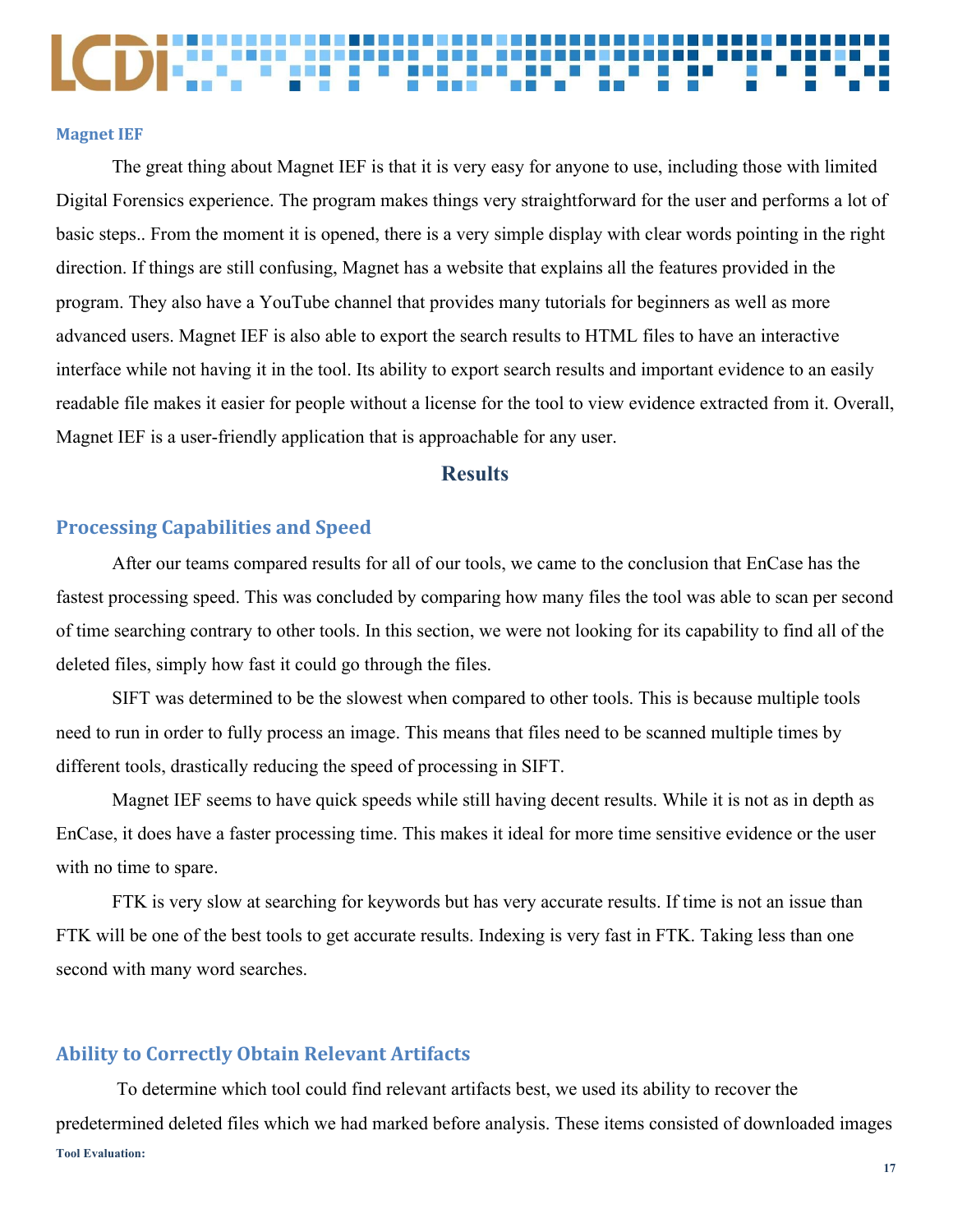### Magnet IEF

The great thing about Magnet IEF is that it is very easy for anyone to use, including those with limited Digital Forensics experience. The program makes things very straightforward for the user and performs a lot of basic steps.. From the moment it is opened, there is a very simple display with clear words pointing in the right direction. If things are still confusing, Magnet has a website that explains all the features provided in the program. They also have a YouTube channel that provides many tutorials for beginners as well as more advanced users. Magnet IEF is also able to export the search results to HTML files to have an interactive interface while not having it in the tool. Its ability to export search results and important evidence to an easily readable file makes it easier for people without a license for the tool to view evidence extracted from it. Overall, Magnet IEF is a user-friendly application that is approachable for any user.

## Results

### Processing Capabilities and Speed

After our teams compared results for all of our tools, we came to the conclusion that EnCase has the fastest processing speed. This was concluded by comparing how many files the tool was able to scan per second of time searching contrary to other tools. In this section, we were not looking for its capability to find all of the deleted files, simply how fast it could go through the files.

SIFT was determined to be the slowest when compared to other tools. This is because multiple tools need to run in order to fully process an image. This means that files need to be scanned multiple times by different tools, drastically reducing the speed of processing in SIFT.

Magnet IEF seems to have quick speeds while still having decent results. While it is not as in depth as EnCase, it does have a faster processing time. This makes it ideal for more time sensitive evidence or the user with no time to spare.

FTK is very slow at searching for keywords but has very accurate results. If time is not an issue than FTK will be one of the best tools to get accurate results. Indexing is very fast in FTK. Taking less than one second with many word searches.

### Ability to Correctly Obtain Relevant Artifacts

To determine which tool could find relevant artifacts best, we used its ability to recover the predetermined deleted files which we had marked before analysis. These items consisted of downloaded images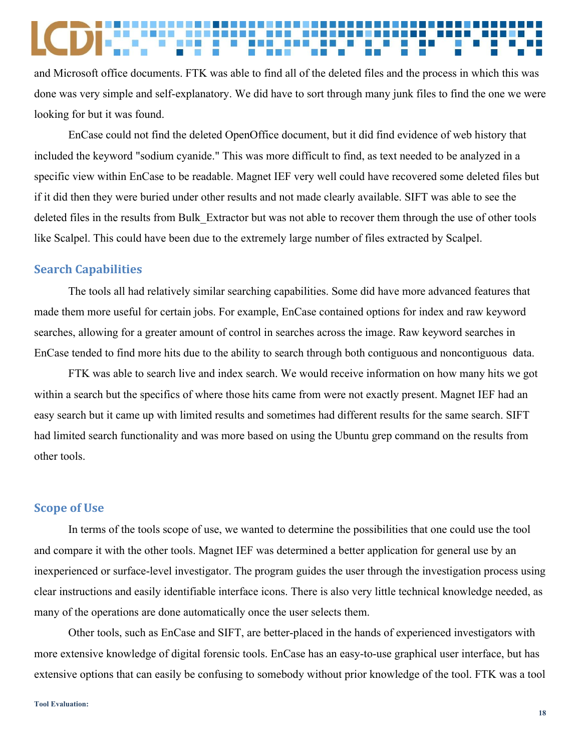and Microsoft office documents. FTK was able to find all of the deleted files and the process in which this was done was very simple and self-explanatory. We did have to sort through many junk files to find the one we were looking for but it was found.

EnCase could not find the deleted OpenOffice document, but it did find evidence of web history that included the keyword "sodium cyanide." This was more difficult to find, as text needed to be analyzed in a specific view within EnCase to be readable. Magnet IEF very well could have recovered some deleted files but if it did then they were buried under other results and not made clearly available. SIFT was able to see the deleted files in the results from Bulk_Extractor but was not able to recover them through the use of other tools like Scalpel. This could have been due to the extremely large number of files extracted by Scalpel.

## Search Capabilities

The tools all had relatively similar searching capabilities. Some did have more advanced features that made them more useful for certain jobs. For example, EnCase contained options for index and raw keyword searches, allowing for a greater amount of control in searches across the image. Raw keyword searches in EnCase tended to find more hits due to the ability to search through both contiguous and noncontiguous data.

FTK was able to search live and index search. We would receive information on how many hits we got within a search but the specifics of where those hits came from were not exactly present. Magnet IEF had an easy search but it came up with limited results and sometimes had different results for the same search. SIFT had limited search functionality and was more based on using the Ubuntu grep command on the results from other tools.

## Scope of Use

In terms of the tools scope of use, we wanted to determine the possibilities that one could use the tool and compare it with the other tools. Magnet IEF was determined a better application for general use by an inexperienced or surface-level investigator. The program guides the user through the investigation process using clear instructions and easily identifiable interface icons. There is also very little technical knowledge needed, as many of the operations are done automatically once the user selects them.

Other tools, such as EnCase and SIFT, are better-placed in the hands of experienced investigators with more extensive knowledge of digital forensic tools. EnCase has an easy-to-use graphical user interface, but has extensive options that can easily be confusing to somebody without prior knowledge of the tool. FTK was a tool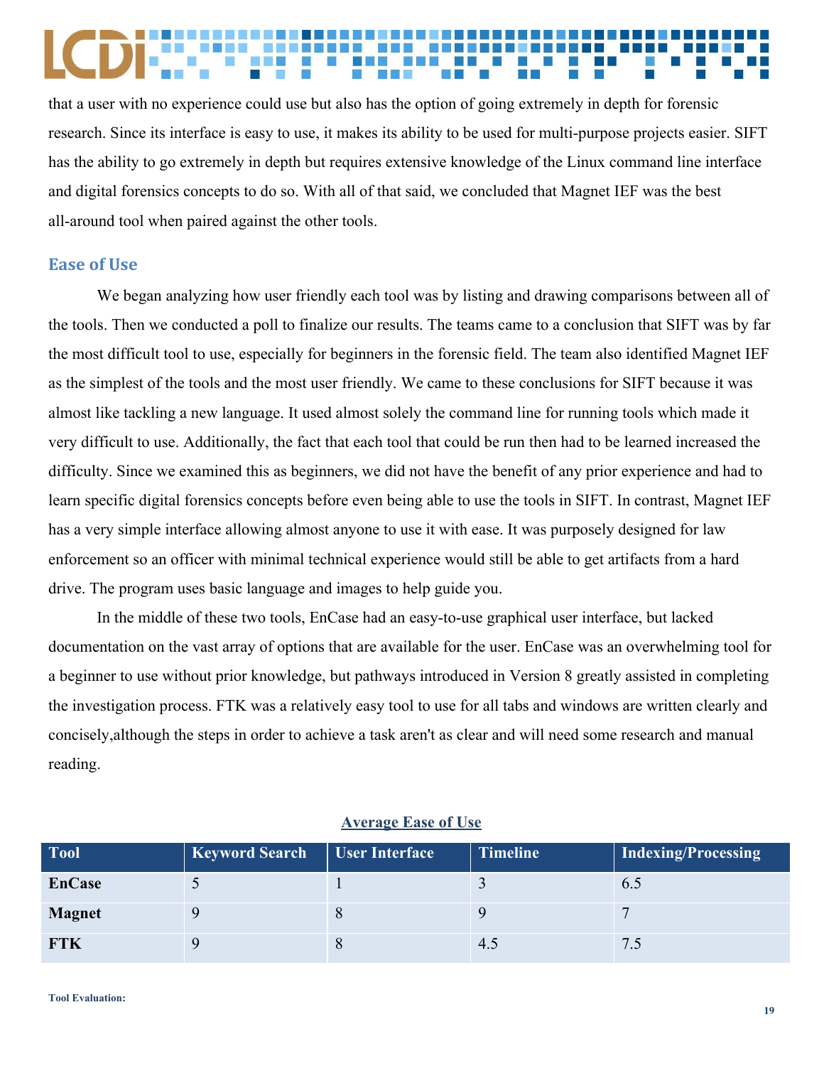that a user with no experience could use but also has the option of going extremely in depth for forensic research. Since its interface is easy to use, it makes its ability to be used for multi-purpose projects easier. SIFT has the ability to go extremely in depth but requires extensive knowledge of the Linux command line interface and digital forensics concepts to do so. With all of that said, we concluded that Magnet IEF was the best all-around tool when paired against the other tools.

## Ease of Use

We began analyzing how user friendly each tool was by listing and drawing comparisons between all of the tools. Then we conducted a poll to finalize our results. The teams came to a conclusion that SIFT was by far the most difficult tool to use, especially for beginners in the forensic field. The team also identified Magnet IEF as the simplest of the tools and the most user friendly. We came to these conclusions for SIFT because it was almost like tackling a new language. It used almost solely the command line for running tools which made it very difficult to use. Additionally, the fact that each tool that could be run then had to be learned increased the difficulty. Since we examined this as beginners, we did not have the benefit of any prior experience and had to learn specific digital forensics concepts before even being able to use the tools in SIFT. In contrast, Magnet IEF has a very simple interface allowing almost anyone to use it with ease. It was purposely designed for law enforcement so an officer with minimal technical experience would still be able to get artifacts from a hard drive. The program uses basic language and images to help guide you.

In the middle of these two tools, EnCase had an easy-to-use graphical user interface, but lacked documentation on the vast array of options that are available for the user. EnCase was an overwhelming tool for a beginner to use without prior knowledge, but pathways introduced in Version 8 greatly assisted in completing the investigation process. FTK was a relatively easy tool to use for all tabs and windows are written clearly and concisely,although the steps in order to achieve a task aren't as clear and will need some research and manual reading.

**Average Ease of Use**

| Tool | Keyword Search | User Interface | Timeline | Indexing/Processing |
|---|---|---|---|---|
| **EnCase** | 5 | 1 | 3 | 6.5 |
| **Magnet** | 9 | 8 | 9 | 7 |
| **FTK** | 9 | 8 | 4.5 | 7.5 |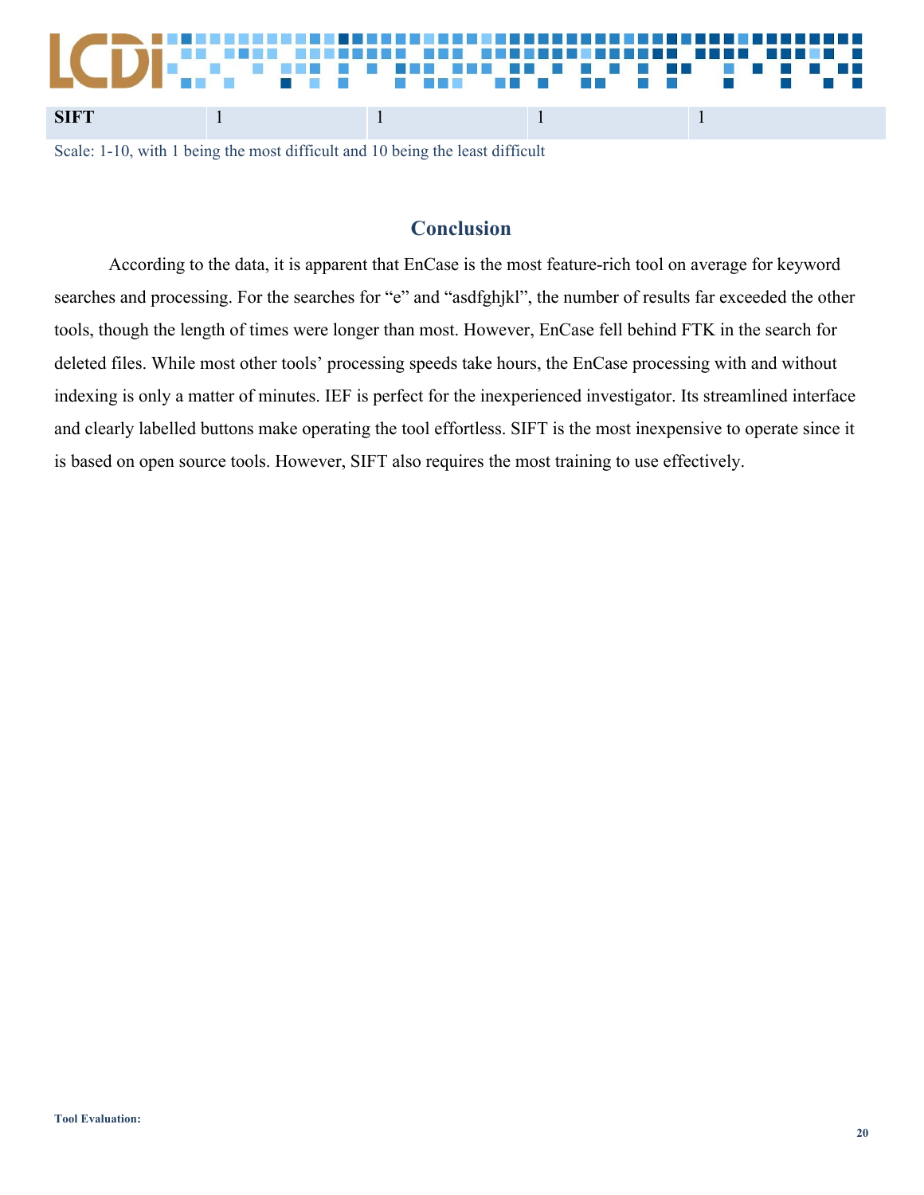| SIFT | 1 | 1 | 1 | 1 |
|---|---|---|---|---|

Scale: 1-10, with 1 being the most difficult and 10 being the least difficult

## Conclusion

According to the data, it is apparent that EnCase is the most feature-rich tool on average for keyword searches and processing. For the searches for "e" and "asdfghjkl", the number of results far exceeded the other tools, though the length of times were longer than most. However, EnCase fell behind FTK in the search for deleted files. While most other tools' processing speeds take hours, the EnCase processing with and without indexing is only a matter of minutes. IEF is perfect for the inexperienced investigator. Its streamlined interface and clearly labelled buttons make operating the tool effortless. SIFT is the most inexpensive to operate since it is based on open source tools. However, SIFT also requires the most training to use effectively.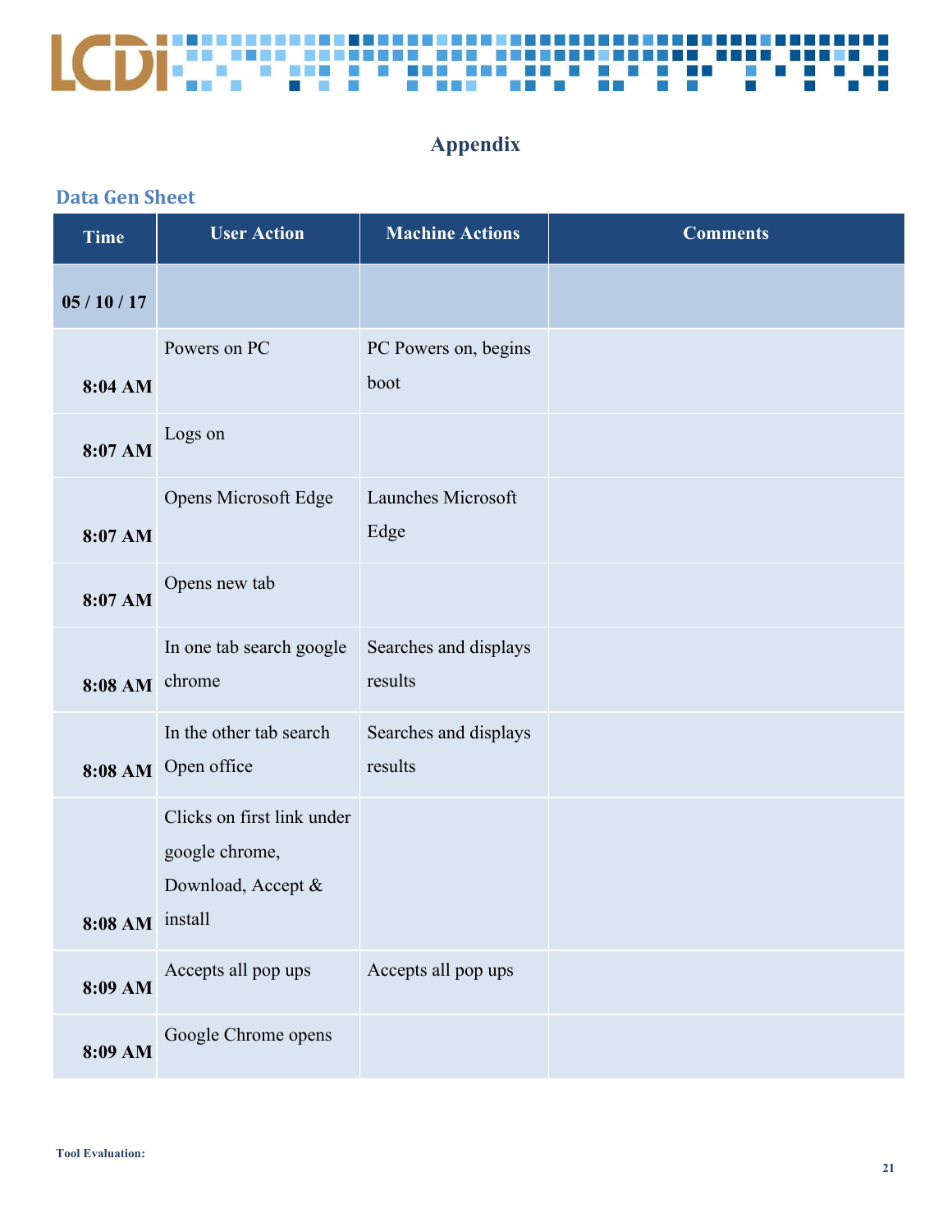# Appendix

## Data Gen Sheet

| Time | User Action | Machine Actions | Comments |
|---|---|---|---|
| 05 / 10 / 17 | | | |
| 8:04 AM | Powers on PC | PC Powers on, begins boot | |
| 8:07 AM | Logs on | | |
| 8:07 AM | Opens Microsoft Edge | Launches Microsoft Edge | |
| 8:07 AM | Opens new tab | | |
| 8:08 AM | In one tab search google chrome | Searches and displays results | |
| 8:08 AM | In the other tab search Open office | Searches and displays results | |
| 8:08 AM | Clicks on first link under google chrome, Download, Accept & install | | |
| 8:09 AM | Accepts all pop ups | Accepts all pop ups | |
| 8:09 AM | Google Chrome opens | | |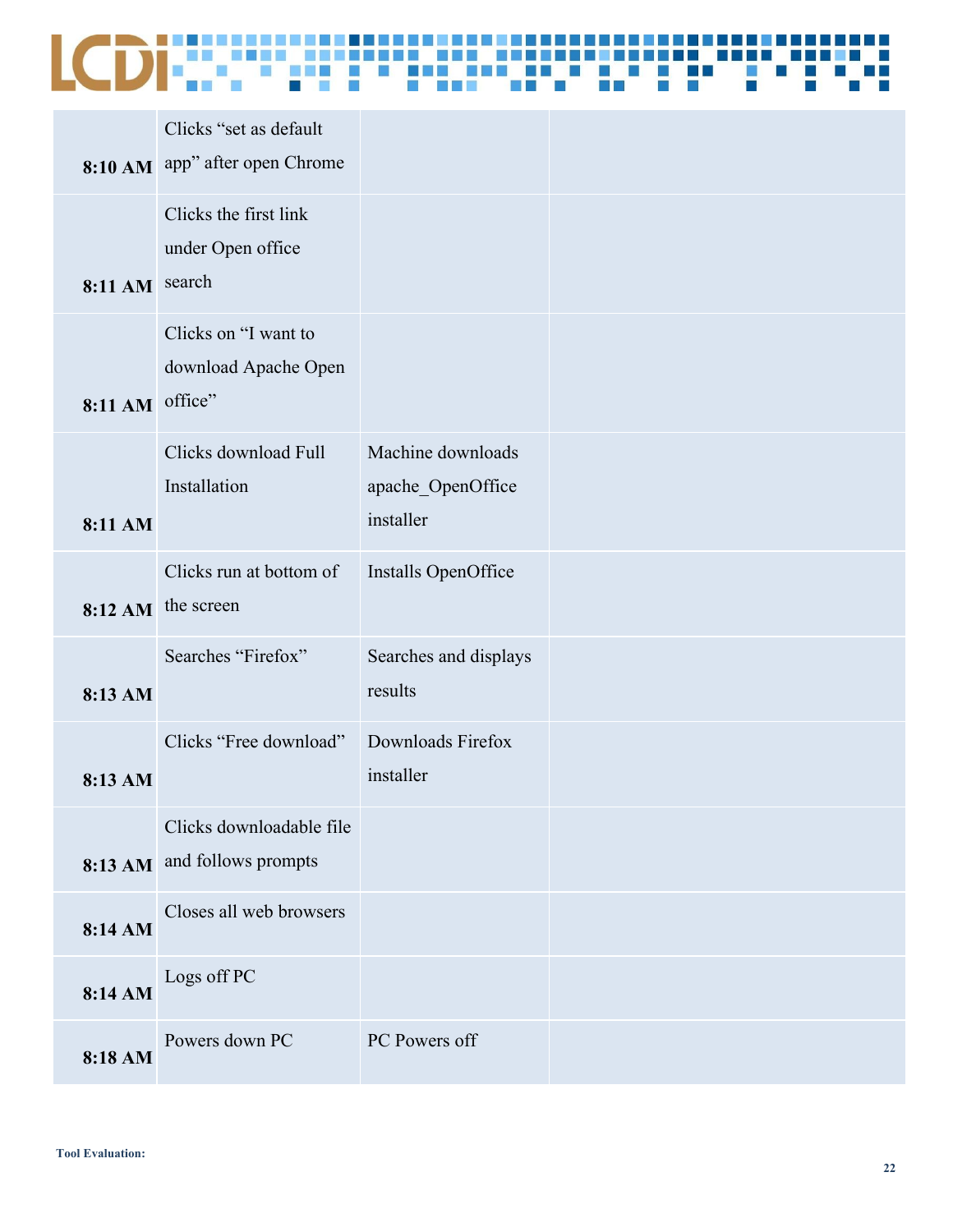| | | | |
|---|---|---|---|
| **8:10 AM** | Clicks "set as default app" after open Chrome | | |
| **8:11 AM** | Clicks the first link under Open office search | | |
| **8:11 AM** | Clicks on "I want to download Apache Open office" | | |
| **8:11 AM** | Clicks download Full Installation | Machine downloads apache_OpenOffice installer | |
| **8:12 AM** | Clicks run at bottom of the screen | Installs OpenOffice | |
| **8:13 AM** | Searches "Firefox" | Searches and displays results | |
| **8:13 AM** | Clicks "Free download" | Downloads Firefox installer | |
| **8:13 AM** | Clicks downloadable file and follows prompts | | |
| **8:14 AM** | Closes all web browsers | | |
| **8:14 AM** | Logs off PC | | |
| **8:18 AM** | Powers down PC | PC Powers off | |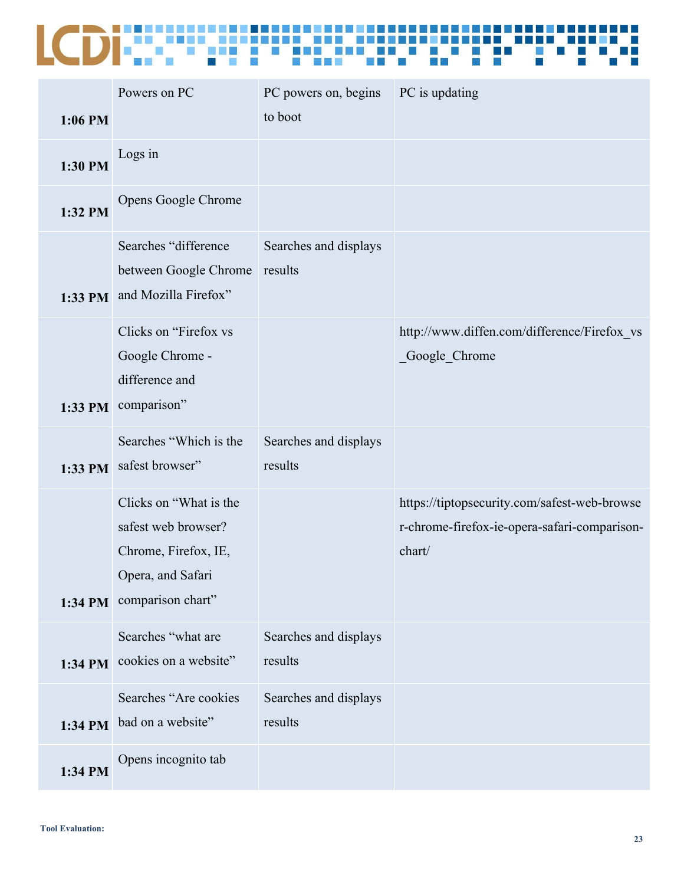| | | | |
|---|---|---|---|
| 1:06 PM | Powers on PC | PC powers on, begins to boot | PC is updating |
| 1:30 PM | Logs in | | |
| 1:32 PM | Opens Google Chrome | | |
| 1:33 PM | Searches "difference between Google Chrome and Mozilla Firefox" | Searches and displays results | |
| 1:33 PM | Clicks on "Firefox vs Google Chrome - difference and comparison" | | http://www.diffen.com/difference/Firefox_vs_Google_Chrome |
| 1:33 PM | Searches "Which is the safest browser" | Searches and displays results | |
| 1:34 PM | Clicks on "What is the safest web browser? Chrome, Firefox, IE, Opera, and Safari comparison chart" | | https://tiptopsecurity.com/safest-web-browser-chrome-firefox-ie-opera-safari-comparison-chart/ |
| 1:34 PM | Searches "what are cookies on a website" | Searches and displays results | |
| 1:34 PM | Searches "Are cookies bad on a website" | Searches and displays results | |
| 1:34 PM | Opens incognito tab | | |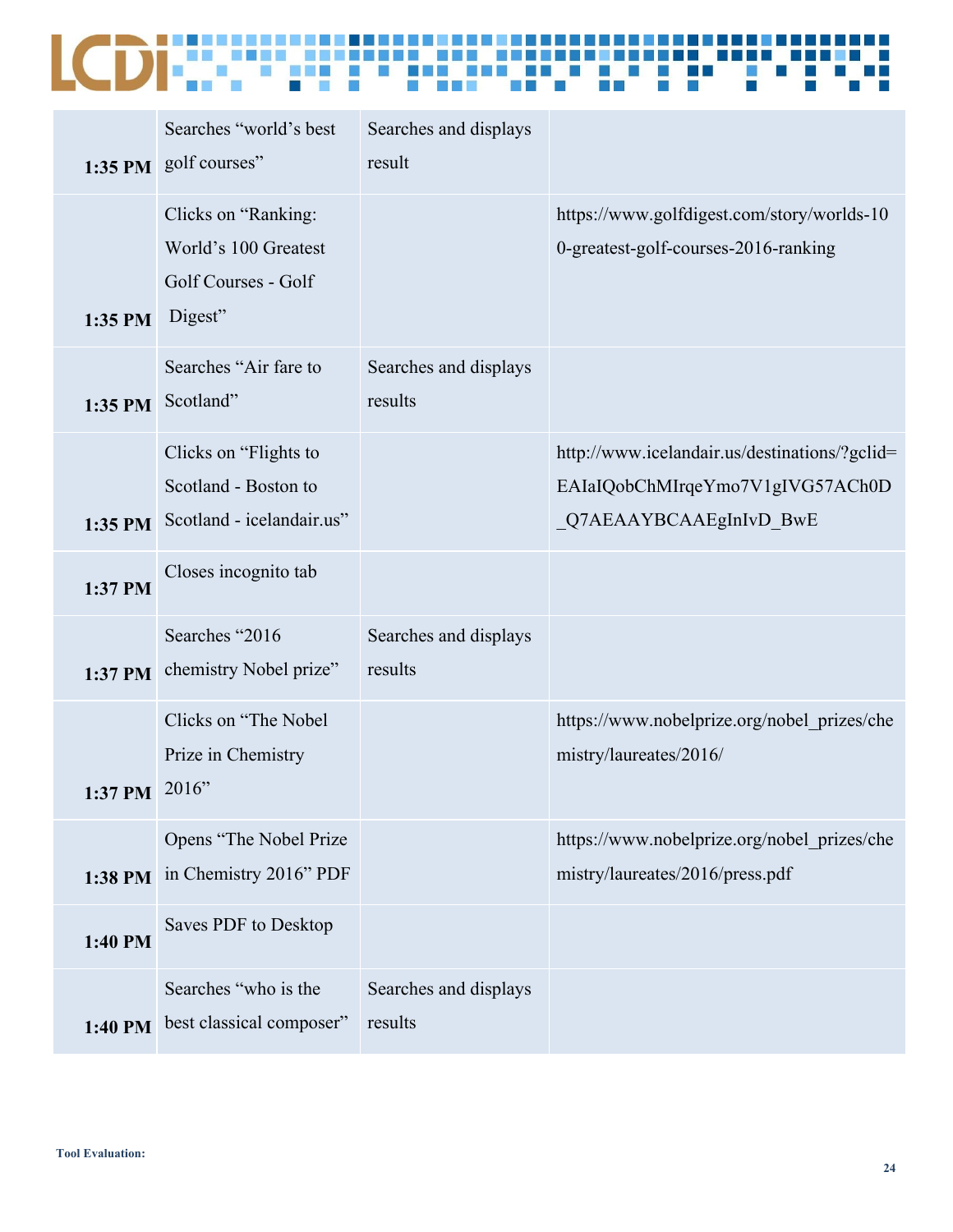| | | | |
|---|---|---|---|
| **1:35 PM** | Searches “world’s best golf courses” | Searches and displays result | |
| **1:35 PM** | Clicks on “Ranking: World’s 100 Greatest Golf Courses - Golf Digest” | | https://www.golfdigest.com/story/worlds-100-greatest-golf-courses-2016-ranking |
| **1:35 PM** | Searches “Air fare to Scotland” | Searches and displays results | |
| **1:35 PM** | Clicks on “Flights to Scotland - Boston to Scotland - icelandair.us” | | http://www.icelandair.us/destinations/?gclid=EAIaIQobChMIrqeYmo7V1gIVG57ACh0D_Q7AEAAYBCAAEgInIvD_BwE |
| **1:37 PM** | Closes incognito tab | | |
| **1:37 PM** | Searches “2016 chemistry Nobel prize” | Searches and displays results | |
| **1:37 PM** | Clicks on “The Nobel Prize in Chemistry 2016” | | https://www.nobelprize.org/nobel_prizes/chemistry/laureates/2016/ |
| **1:38 PM** | Opens “The Nobel Prize in Chemistry 2016” PDF | | https://www.nobelprize.org/nobel_prizes/chemistry/laureates/2016/press.pdf |
| **1:40 PM** | Saves PDF to Desktop | | |
| **1:40 PM** | Searches “who is the best classical composer” | Searches and displays results | |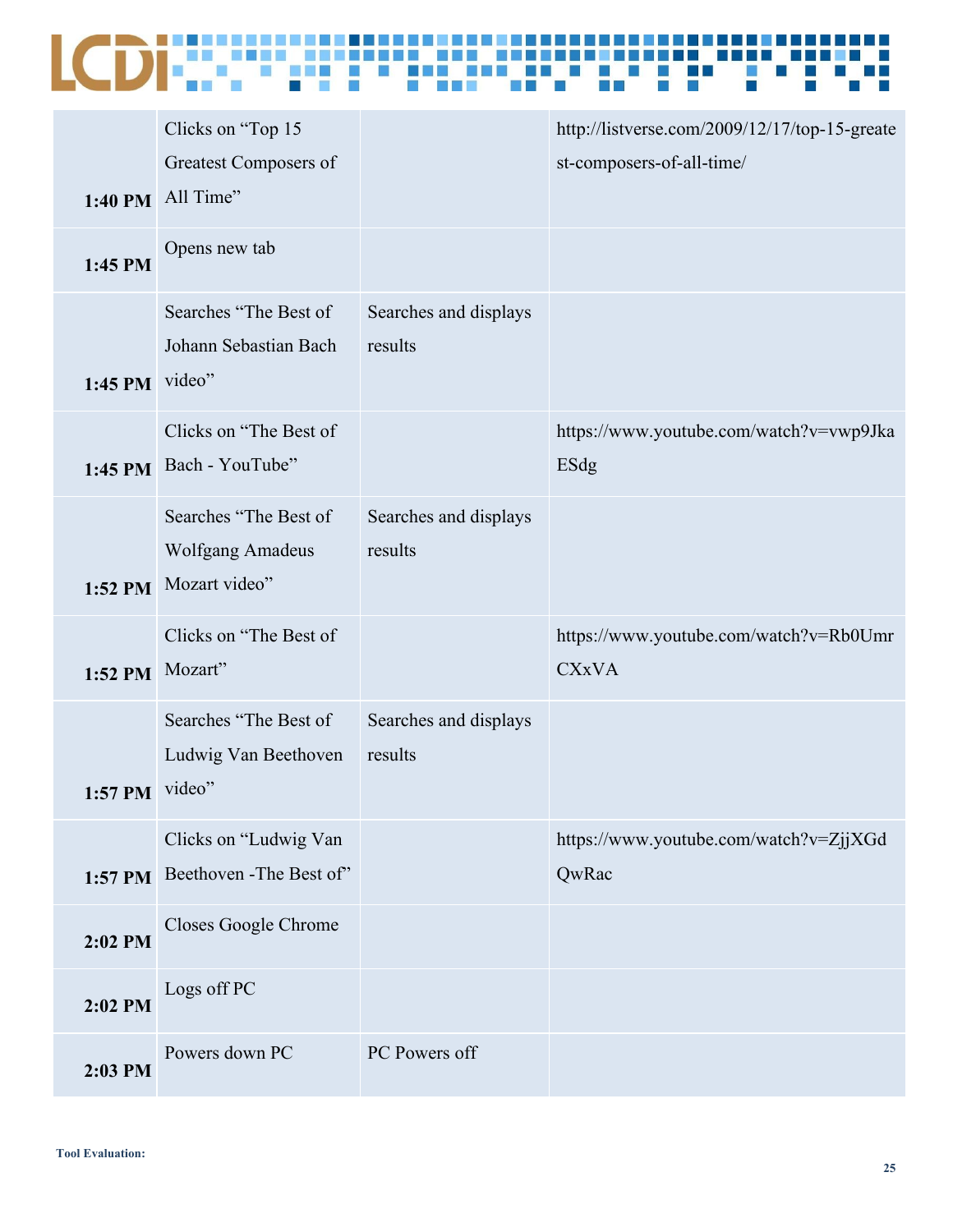| | | | |
|---|---|---|---|
| **1:40 PM** | Clicks on "Top 15 Greatest Composers of All Time" | | http://listverse.com/2009/12/17/top-15-greatest-composers-of-all-time/ |
| **1:45 PM** | Opens new tab | | |
| **1:45 PM** | Searches "The Best of Johann Sebastian Bach video" | Searches and displays results | |
| **1:45 PM** | Clicks on "The Best of Bach - YouTube" | | https://www.youtube.com/watch?v=vwp9JkaESdg |
| **1:52 PM** | Searches "The Best of Wolfgang Amadeus Mozart video" | Searches and displays results | |
| **1:52 PM** | Clicks on "The Best of Mozart" | | https://www.youtube.com/watch?v=Rb0UmrCXxVA |
| **1:57 PM** | Searches "The Best of Ludwig Van Beethoven video" | Searches and displays results | |
| **1:57 PM** | Clicks on "Ludwig Van Beethoven -The Best of" | | https://www.youtube.com/watch?v=ZjjXGdQwRac |
| **2:02 PM** | Closes Google Chrome | | |
| **2:02 PM** | Logs off PC | | |
| **2:03 PM** | Powers down PC | PC Powers off | |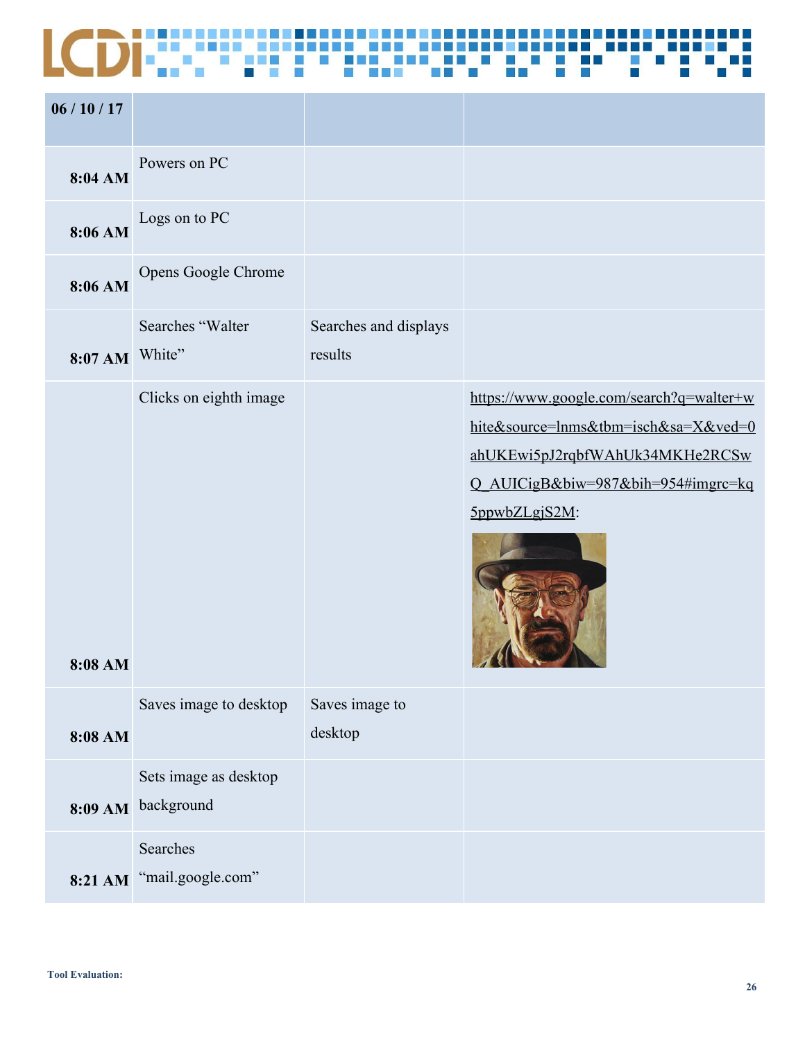| 06 / 10 / 17 | | | |
|---|---|---|---|
| 8:04 AM | Powers on PC | | |
| 8:06 AM | Logs on to PC | | |
| 8:06 AM | Opens Google Chrome | | |
| 8:07 AM | Searches "Walter White" | Searches and displays results | |
| 8:08 AM | Clicks on eighth image | | https://www.google.com/search?q=walter+white&source=lnms&tbm=isch&sa=X&ved=0ahUKEwi5pJ2rqbfWAhUk34MKHe2RCSwQ_AUICigB&biw=987&bih=954#imgrc=kq5ppwbZLgjS2M: |
| 8:08 AM | Saves image to desktop | Saves image to desktop | |
| 8:09 AM | Sets image as desktop background | | |
| 8:21 AM | Searches "mail.google.com" | | |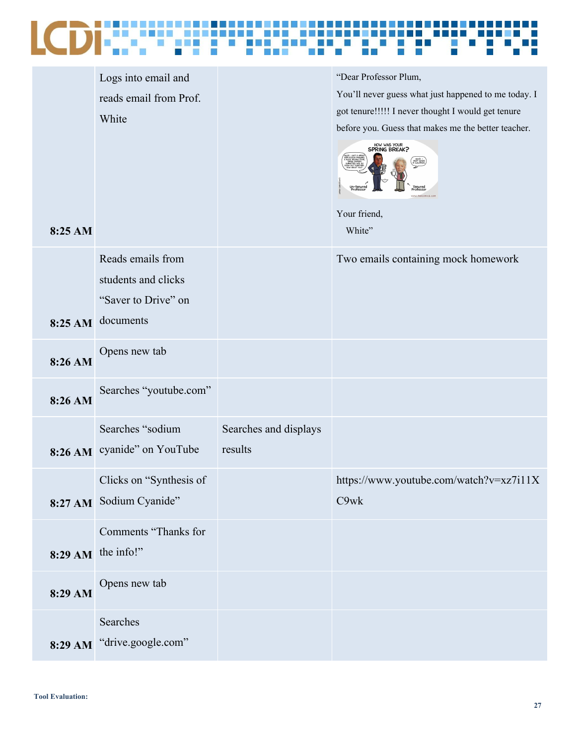| | | | |
|---|---|---|---|
| 8:25 AM | Logs into email and reads email from Prof. White | | "Dear Professor Plum, You'll never guess what just happened to me today. I got tenure!!!!! I never thought I would get tenure before you. Guess that makes me the better teacher. Your friend, White" |
| 8:25 AM | Reads emails from students and clicks "Saver to Drive" on documents | | Two emails containing mock homework |
| 8:26 AM | Opens new tab | | |
| 8:26 AM | Searches "youtube.com" | | |
| 8:26 AM | Searches "sodium cyanide" on YouTube | Searches and displays results | |
| 8:27 AM | Clicks on "Synthesis of Sodium Cyanide" | | https://www.youtube.com/watch?v=xz7i11XC9wk |
| 8:29 AM | Comments "Thanks for the info!" | | |
| 8:29 AM | Opens new tab | | |
| 8:29 AM | Searches "drive.google.com" | | |

Tool Evaluation: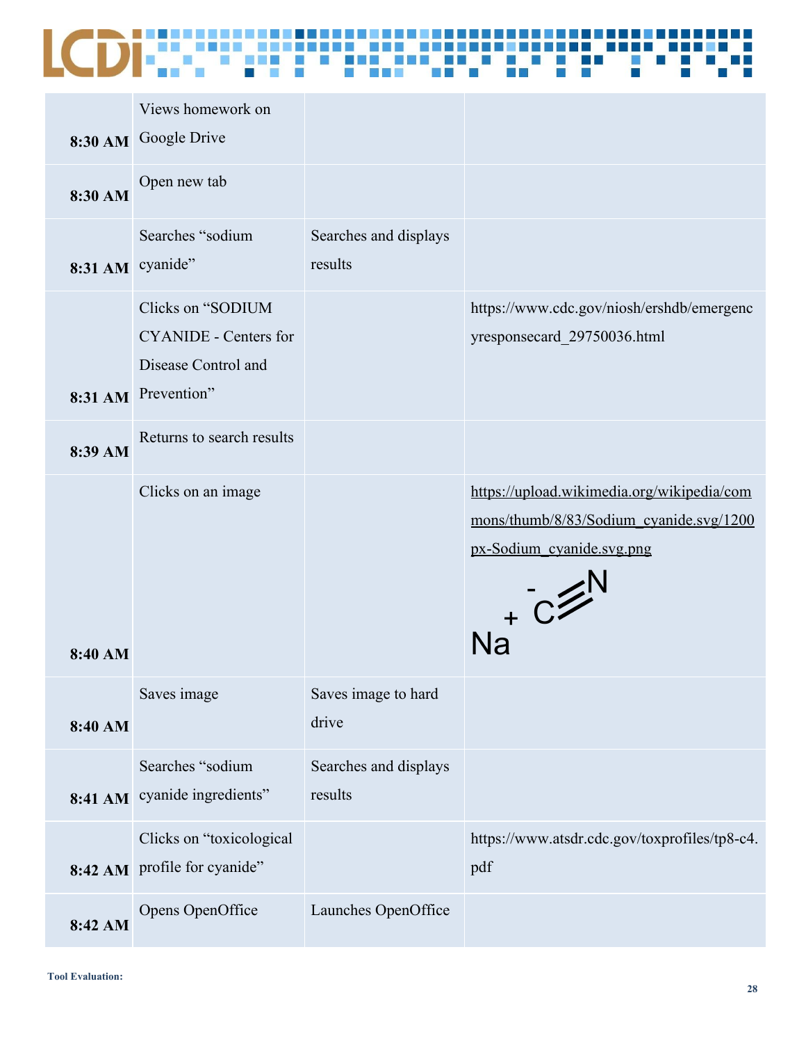| | | | |
|---|---|---|---|
| 8:30 AM | Views homework on Google Drive | | |
| 8:30 AM | Open new tab | | |
| 8:31 AM | Searches “sodium cyanide” | Searches and displays results | |
| 8:31 AM | Clicks on “SODIUM CYANIDE - Centers for Disease Control and Prevention” | | https://www.cdc.gov/niosh/ershdb/emergencyresponsecard_29750036.html |
| 8:39 AM | Returns to search results | | |
| 8:40 AM | Clicks on an image | | https://upload.wikimedia.org/wikipedia/commons/thumb/8/83/Sodium_cyanide.svg/1200px-Sodium_cyanide.svg.png $Na^{+}\ {}^{-}C{\equiv}N$ |
| 8:40 AM | Saves image | Saves image to hard drive | |
| 8:41 AM | Searches “sodium cyanide ingredients” | Searches and displays results | |
| 8:42 AM | Clicks on “toxicological profile for cyanide” | | https://www.atsdr.cdc.gov/toxprofiles/tp8-c4.pdf |
| 8:42 AM | Opens OpenOffice | Launches OpenOffice | |

Tool Evaluation: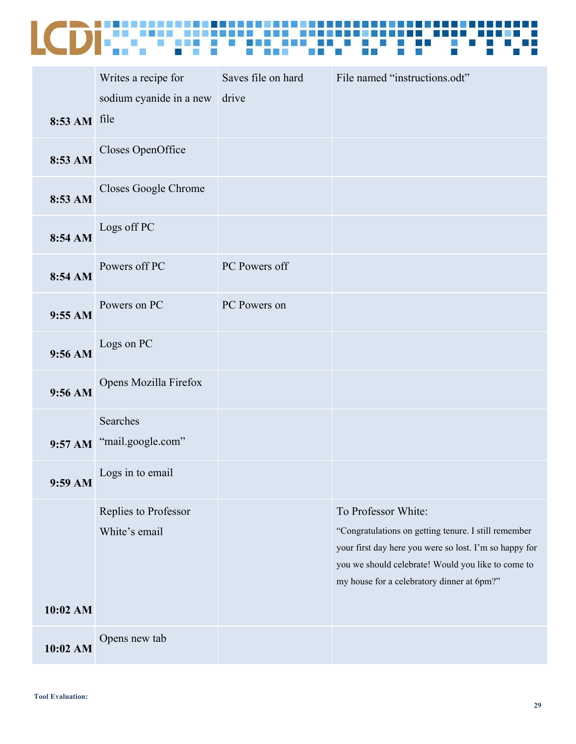| | | | |
|---|---|---|---|
| **8:53 AM** | Writes a recipe for sodium cyanide in a new file | Saves file on hard drive | File named "instructions.odt" |
| **8:53 AM** | Closes OpenOffice | | |
| **8:53 AM** | Closes Google Chrome | | |
| **8:54 AM** | Logs off PC | | |
| **8:54 AM** | Powers off PC | PC Powers off | |
| **9:55 AM** | Powers on PC | PC Powers on | |
| **9:56 AM** | Logs on PC | | |
| **9:56 AM** | Opens Mozilla Firefox | | |
| **9:57 AM** | Searches "mail.google.com" | | |
| **9:59 AM** | Logs in to email | | |
| **10:02 AM** | Replies to Professor White's email | | To Professor White: "Congratulations on getting tenure. I still remember your first day here you were so lost. I'm so happy for you we should celebrate! Would you like to come to my house for a celebratory dinner at 6pm?" |
| **10:02 AM** | Opens new tab | | |

**Tool Evaluation:**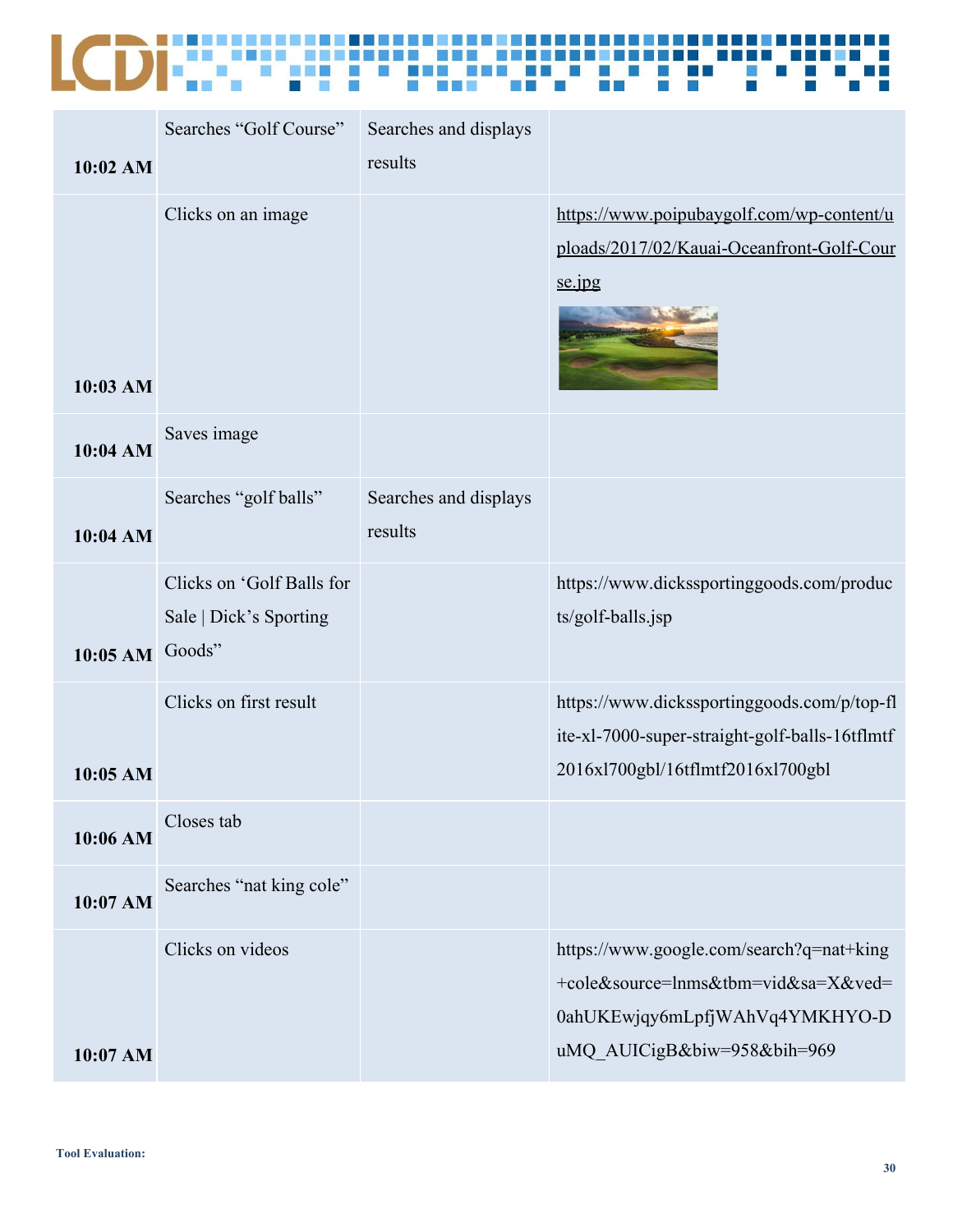| | | | |
|---|---|---|---|
| **10:02 AM** | Searches “Golf Course” | Searches and displays results | |
| **10:03 AM** | Clicks on an image | | https://www.poipubaygolf.com/wp-content/uploads/2017/02/Kauai-Oceanfront-Golf-Course.jpg |
| **10:04 AM** | Saves image | | |
| **10:04 AM** | Searches “golf balls” | Searches and displays results | |
| **10:05 AM** | Clicks on ‘Golf Balls for Sale \| Dick’s Sporting Goods” | | https://www.dickssportinggoods.com/products/golf-balls.jsp |
| **10:05 AM** | Clicks on first result | | https://www.dickssportinggoods.com/p/top-flite-xl-7000-super-straight-golf-balls-16tflmtf2016xl700gbl/16tflmtf2016xl700gbl |
| **10:06 AM** | Closes tab | | |
| **10:07 AM** | Searches “nat king cole” | | |
| **10:07 AM** | Clicks on videos | | https://www.google.com/search?q=nat+king+cole&source=lnms&tbm=vid&sa=X&ved=0ahUKEwjqy6mLpfjWAhVq4YMKHYO-DuMQ_AUICigB&biw=958&bih=969 |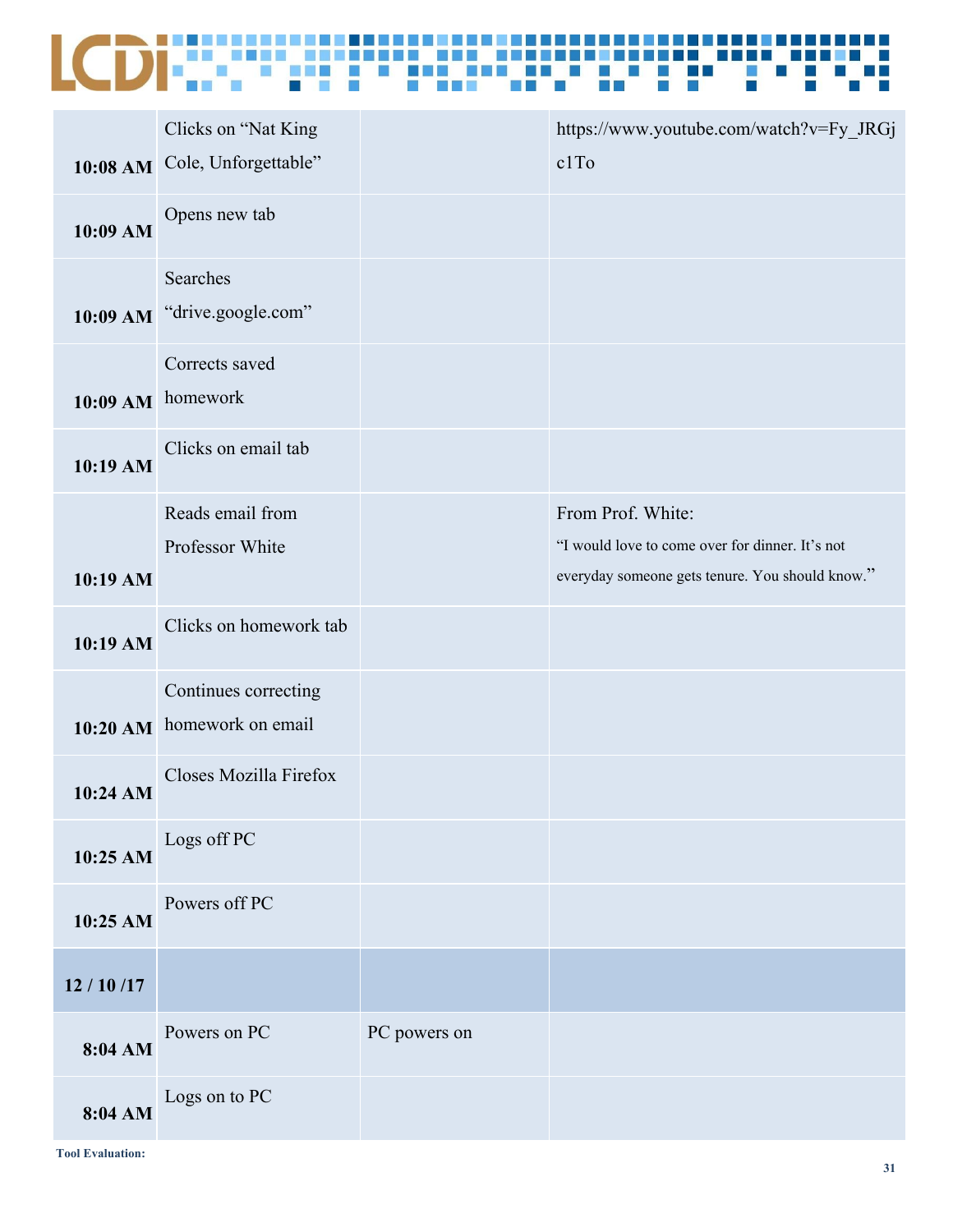| | | | |
|---|---|---|---|
| **10:08 AM** | Clicks on "Nat King Cole, Unforgettable" | | https://www.youtube.com/watch?v=Fy_JRGjc1To |
| **10:09 AM** | Opens new tab | | |
| **10:09 AM** | Searches "drive.google.com" | | |
| **10:09 AM** | Corrects saved homework | | |
| **10:19 AM** | Clicks on email tab | | |
| **10:19 AM** | Reads email from Professor White | | From Prof. White: "I would love to come over for dinner. It's not everyday someone gets tenure. You should know." |
| **10:19 AM** | Clicks on homework tab | | |
| **10:20 AM** | Continues correcting homework on email | | |
| **10:24 AM** | Closes Mozilla Firefox | | |
| **10:25 AM** | Logs off PC | | |
| **10:25 AM** | Powers off PC | | |
| **12 / 10 /17** | | | |
| **8:04 AM** | Powers on PC | PC powers on | |
| **8:04 AM** | Logs on to PC | | |

**Tool Evaluation:**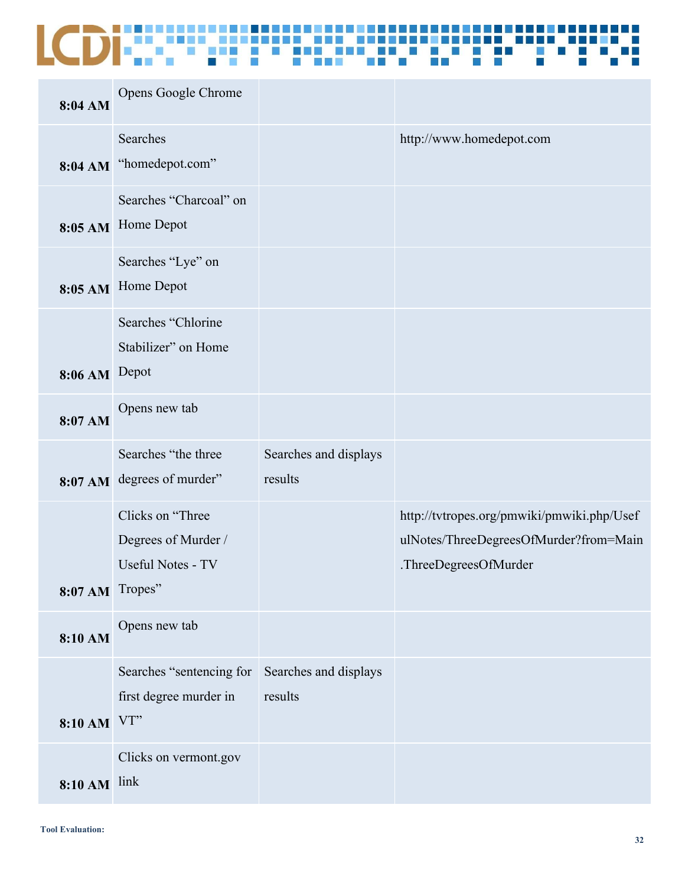| | | | |
|---|---|---|---|
| **8:04 AM** | Opens Google Chrome | | |
| **8:04 AM** | Searches "homedepot.com" | | http://www.homedepot.com |
| **8:05 AM** | Searches "Charcoal" on Home Depot | | |
| **8:05 AM** | Searches "Lye" on Home Depot | | |
| **8:06 AM** | Searches "Chlorine Stabilizer" on Home Depot | | |
| **8:07 AM** | Opens new tab | | |
| **8:07 AM** | Searches "the three degrees of murder" | Searches and displays results | |
| **8:07 AM** | Clicks on "Three Degrees of Murder / Useful Notes - TV Tropes" | | http://tvtropes.org/pmwiki/pmwiki.php/UsefulNotes/ThreeDegreesOfMurder?from=Main.ThreeDegreesOfMurder |
| **8:10 AM** | Opens new tab | | |
| **8:10 AM** | Searches "sentencing for first degree murder in VT" | Searches and displays results | |
| **8:10 AM** | Clicks on vermont.gov link | | |

**Tool Evaluation:**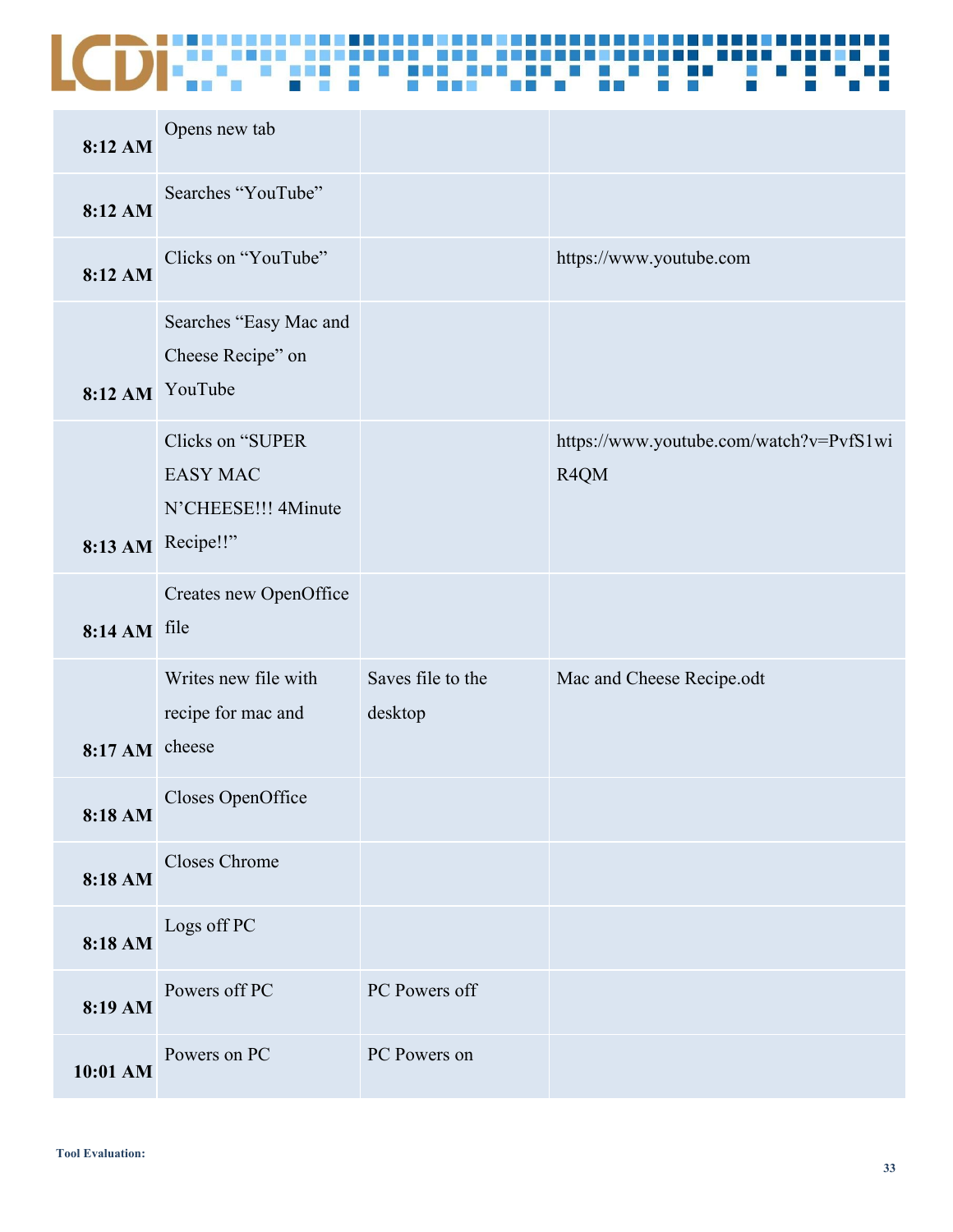| | | | |
|---|---|---|---|
| **8:12 AM** | Opens new tab | | |
| **8:12 AM** | Searches “YouTube” | | |
| **8:12 AM** | Clicks on “YouTube” | | https://www.youtube.com |
| **8:12 AM** | Searches “Easy Mac and Cheese Recipe” on YouTube | | |
| **8:13 AM** | Clicks on “SUPER EASY MAC N’CHEESE!!! 4Minute Recipe!!” | | https://www.youtube.com/watch?v=PvfS1wiR4QM |
| **8:14 AM** | Creates new OpenOffice file | | |
| **8:17 AM** | Writes new file with recipe for mac and cheese | Saves file to the desktop | Mac and Cheese Recipe.odt |
| **8:18 AM** | Closes OpenOffice | | |
| **8:18 AM** | Closes Chrome | | |
| **8:18 AM** | Logs off PC | | |
| **8:19 AM** | Powers off PC | PC Powers off | |
| **10:01 AM** | Powers on PC | PC Powers on | |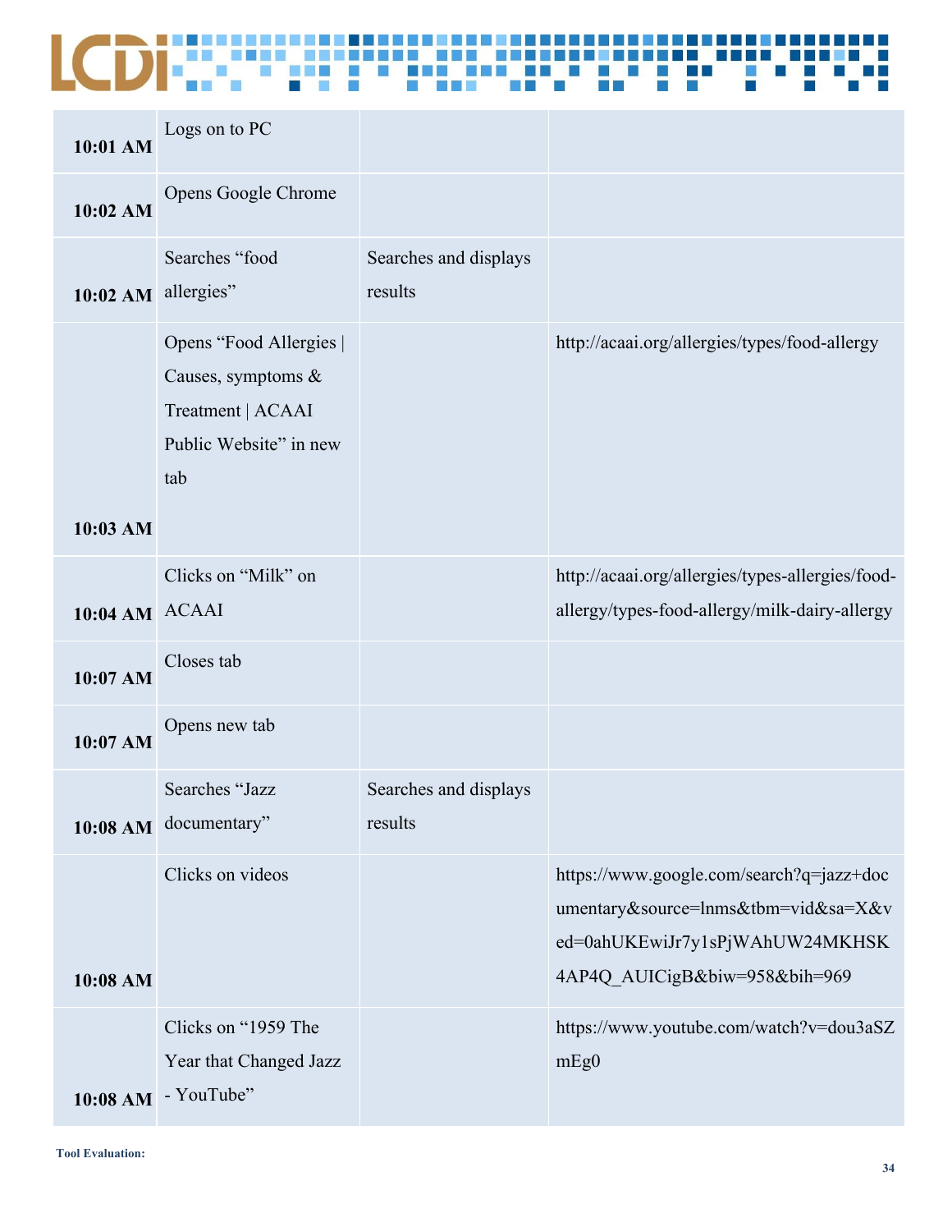| | | | |
|---|---|---|---|
| **10:01 AM** | Logs on to PC | | |
| **10:02 AM** | Opens Google Chrome | | |
| **10:02 AM** | Searches “food allergies” | Searches and displays results | |
| **10:03 AM** | Opens “Food Allergies \| Causes, symptoms & Treatment \| ACAAI Public Website” in new tab | | http://acaai.org/allergies/types/food-allergy |
| **10:04 AM** | Clicks on “Milk” on ACAAI | | http://acaai.org/allergies/types-allergies/food-allergy/types-food-allergy/milk-dairy-allergy |
| **10:07 AM** | Closes tab | | |
| **10:07 AM** | Opens new tab | | |
| **10:08 AM** | Searches “Jazz documentary” | Searches and displays results | |
| **10:08 AM** | Clicks on videos | | https://www.google.com/search?q=jazz+documentary&source=lnms&tbm=vid&sa=X&ved=0ahUKEwiJr7y1sPjWAhUW24MKHSK4AP4Q_AUICigB&biw=958&bih=969 |
| **10:08 AM** | Clicks on “1959 The Year that Changed Jazz - YouTube” | | https://www.youtube.com/watch?v=dou3aSZmEg0 |

Tool Evaluation: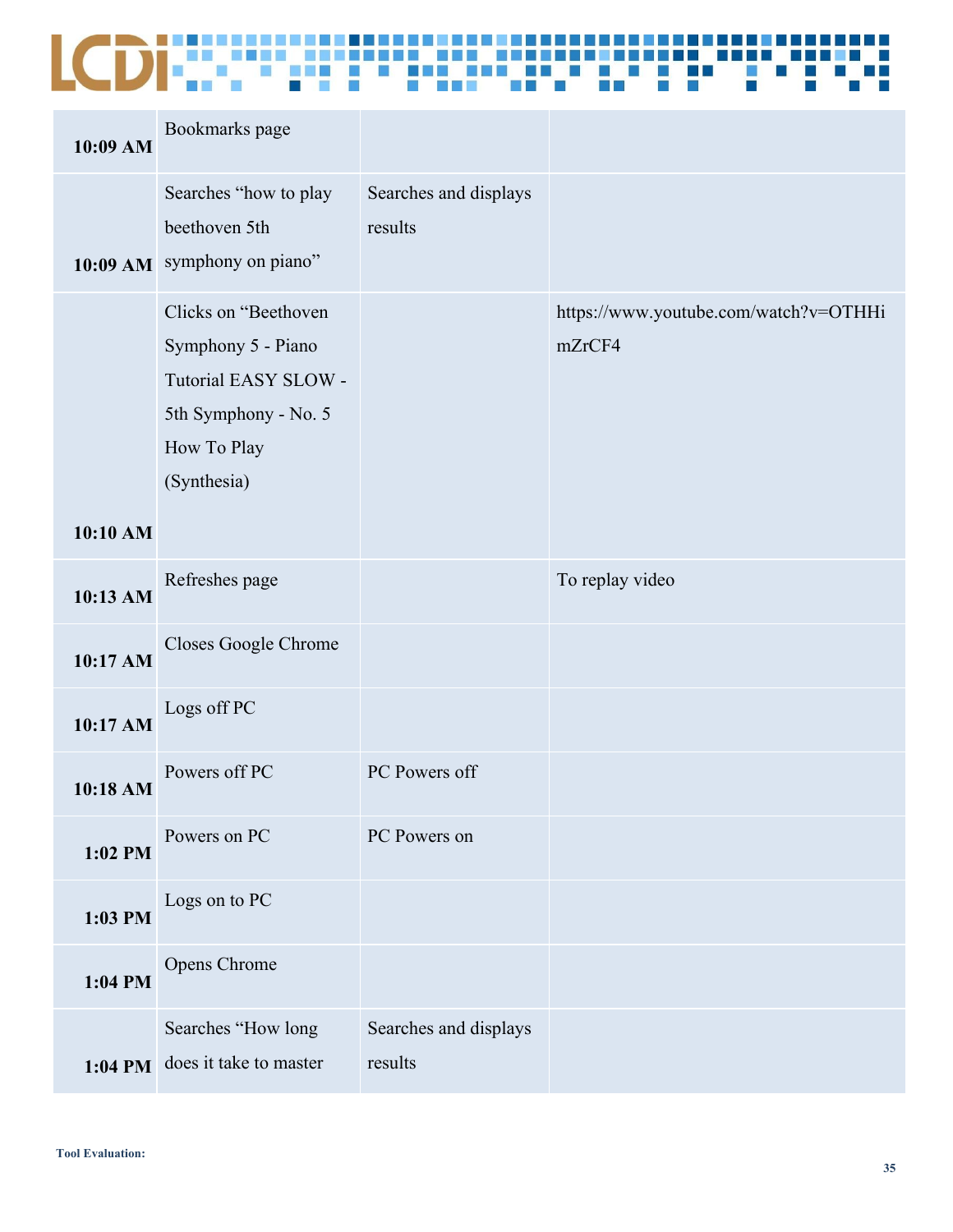| 10:09 AM | Bookmarks page | | |
|---|---|---|---|
| 10:09 AM | Searches “how to play beethoven 5th symphony on piano” | Searches and displays results | |
| 10:10 AM | Clicks on “Beethoven Symphony 5 - Piano Tutorial EASY SLOW - 5th Symphony - No. 5 How To Play (Synthesia) | | https://www.youtube.com/watch?v=OTHHimZrCF4 |
| 10:13 AM | Refreshes page | | To replay video |
| 10:17 AM | Closes Google Chrome | | |
| 10:17 AM | Logs off PC | | |
| 10:18 AM | Powers off PC | PC Powers off | |
| 1:02 PM | Powers on PC | PC Powers on | |
| 1:03 PM | Logs on to PC | | |
| 1:04 PM | Opens Chrome | | |
| 1:04 PM | Searches “How long does it take to master | Searches and displays results | |

Tool Evaluation: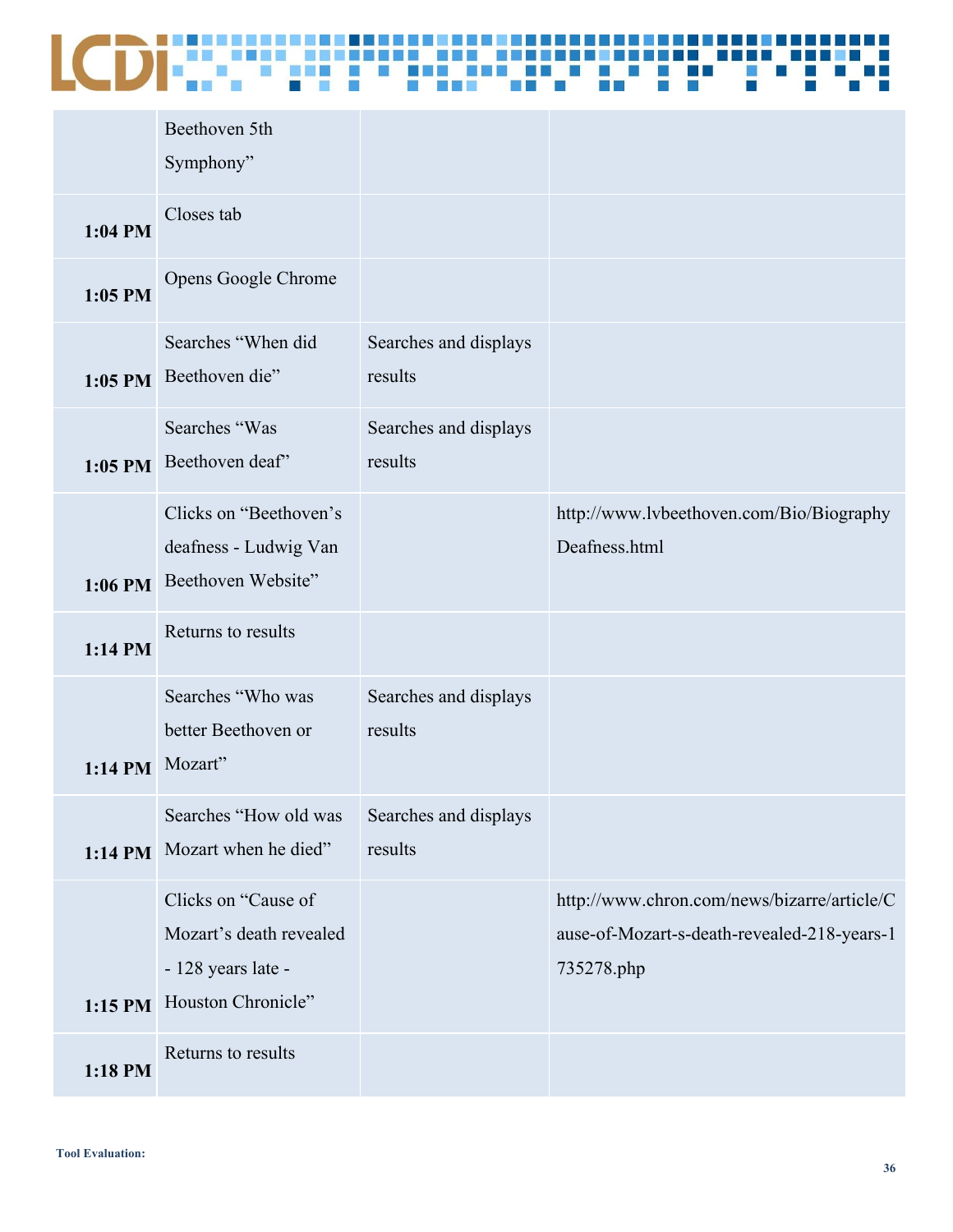|  | Beethoven 5th Symphony” |  |  |
| --- | --- | --- | --- |
| 1:04 PM | Closes tab |  |  |
| 1:05 PM | Opens Google Chrome |  |  |
| 1:05 PM | Searches “When did Beethoven die” | Searches and displays results |  |
| 1:05 PM | Searches “Was Beethoven deaf” | Searches and displays results |  |
| 1:06 PM | Clicks on “Beethoven’s deafness - Ludwig Van Beethoven Website” |  | http://www.lvbeethoven.com/Bio/BiographyDeafness.html |
| 1:14 PM | Returns to results |  |  |
| 1:14 PM | Searches “Who was better Beethoven or Mozart” | Searches and displays results |  |
| 1:14 PM | Searches “How old was Mozart when he died” | Searches and displays results |  |
| 1:15 PM | Clicks on “Cause of Mozart’s death revealed - 128 years late - Houston Chronicle” |  | http://www.chron.com/news/bizarre/article/Cause-of-Mozart-s-death-revealed-218-years-1735278.php |
| 1:18 PM | Returns to results |  |  |

Tool Evaluation: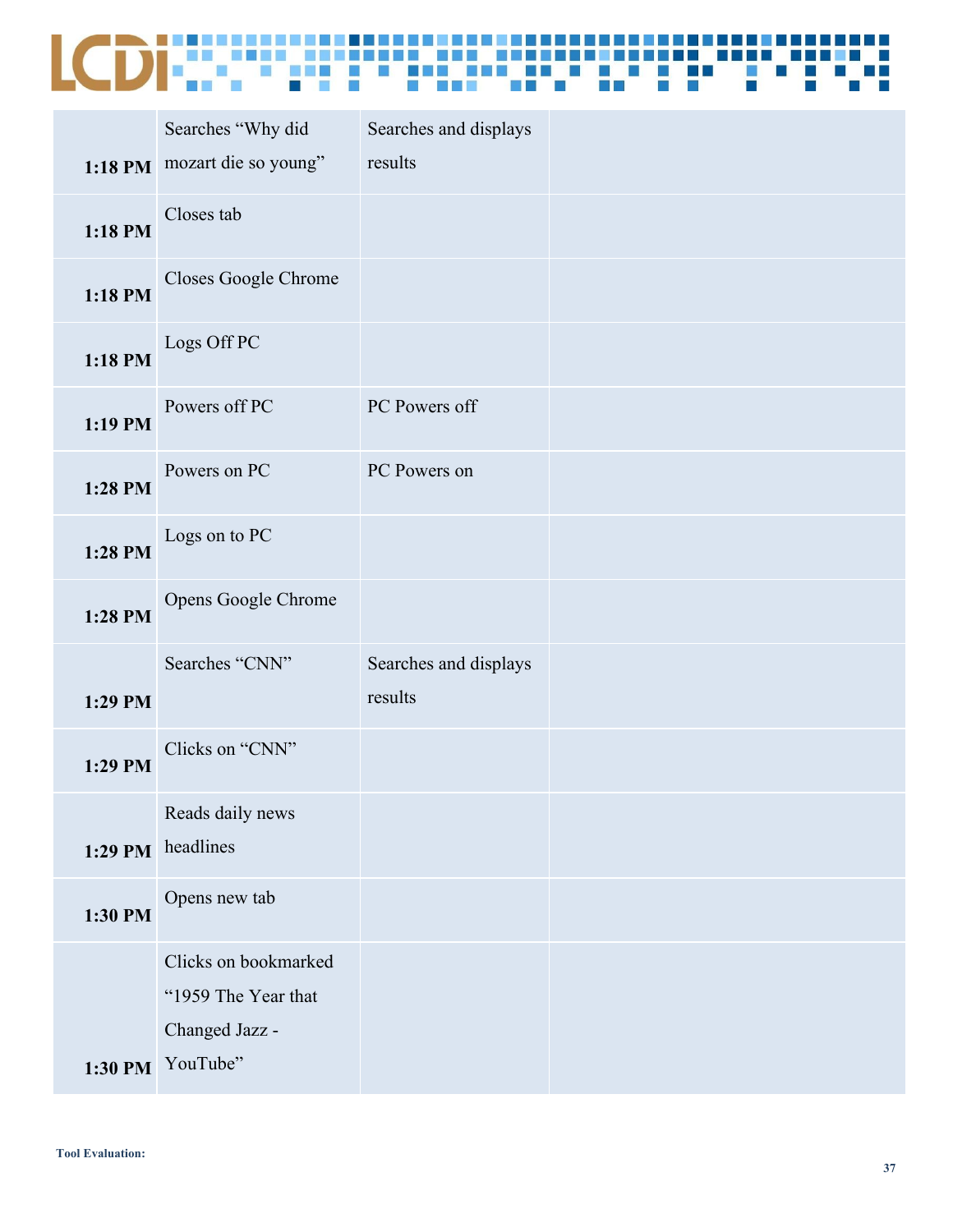| | | | |
|---|---|---|---|
| **1:18 PM** | Searches "Why did mozart die so young" | Searches and displays results | |
| **1:18 PM** | Closes tab | | |
| **1:18 PM** | Closes Google Chrome | | |
| **1:18 PM** | Logs Off PC | | |
| **1:19 PM** | Powers off PC | PC Powers off | |
| **1:28 PM** | Powers on PC | PC Powers on | |
| **1:28 PM** | Logs on to PC | | |
| **1:28 PM** | Opens Google Chrome | | |
| **1:29 PM** | Searches "CNN" | Searches and displays results | |
| **1:29 PM** | Clicks on "CNN" | | |
| **1:29 PM** | Reads daily news headlines | | |
| **1:30 PM** | Opens new tab | | |
| **1:30 PM** | Clicks on bookmarked "1959 The Year that Changed Jazz - YouTube" | | |

**Tool Evaluation:**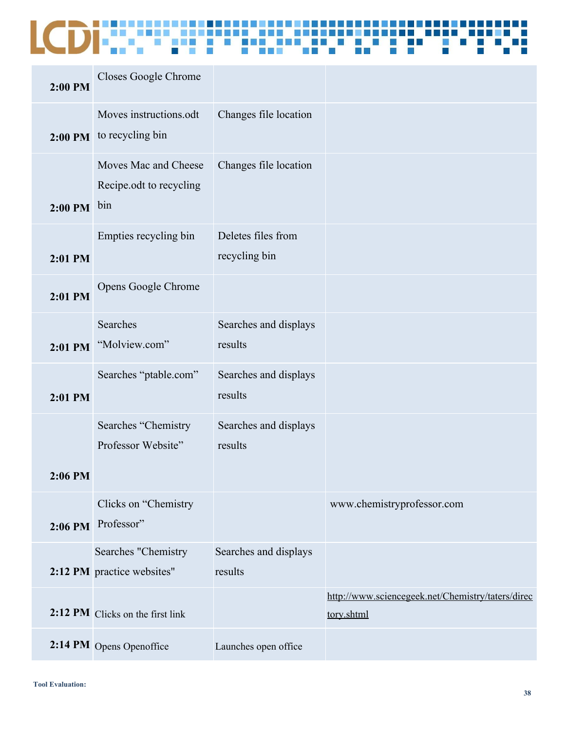| | | | |
|---|---|---|---|
| **2:00 PM** | Closes Google Chrome | | |
| **2:00 PM** | Moves instructions.odt to recycling bin | Changes file location | |
| **2:00 PM** | Moves Mac and Cheese Recipe.odt to recycling bin | Changes file location | |
| **2:01 PM** | Empties recycling bin | Deletes files from recycling bin | |
| **2:01 PM** | Opens Google Chrome | | |
| **2:01 PM** | Searches "Molview.com" | Searches and displays results | |
| **2:01 PM** | Searches "ptable.com" | Searches and displays results | |
| **2:06 PM** | Searches "Chemistry Professor Website" | Searches and displays results | |
| **2:06 PM** | Clicks on "Chemistry Professor" | | www.chemistryprofessor.com |
| **2:12 PM** | Searches "Chemistry practice websites" | Searches and displays results | |
| **2:12 PM** | Clicks on the first link | | http://www.sciencegeek.net/Chemistry/taters/directory.shtml |
| **2:14 PM** | Opens Openoffice | Launches open office | |

**Tool Evaluation:**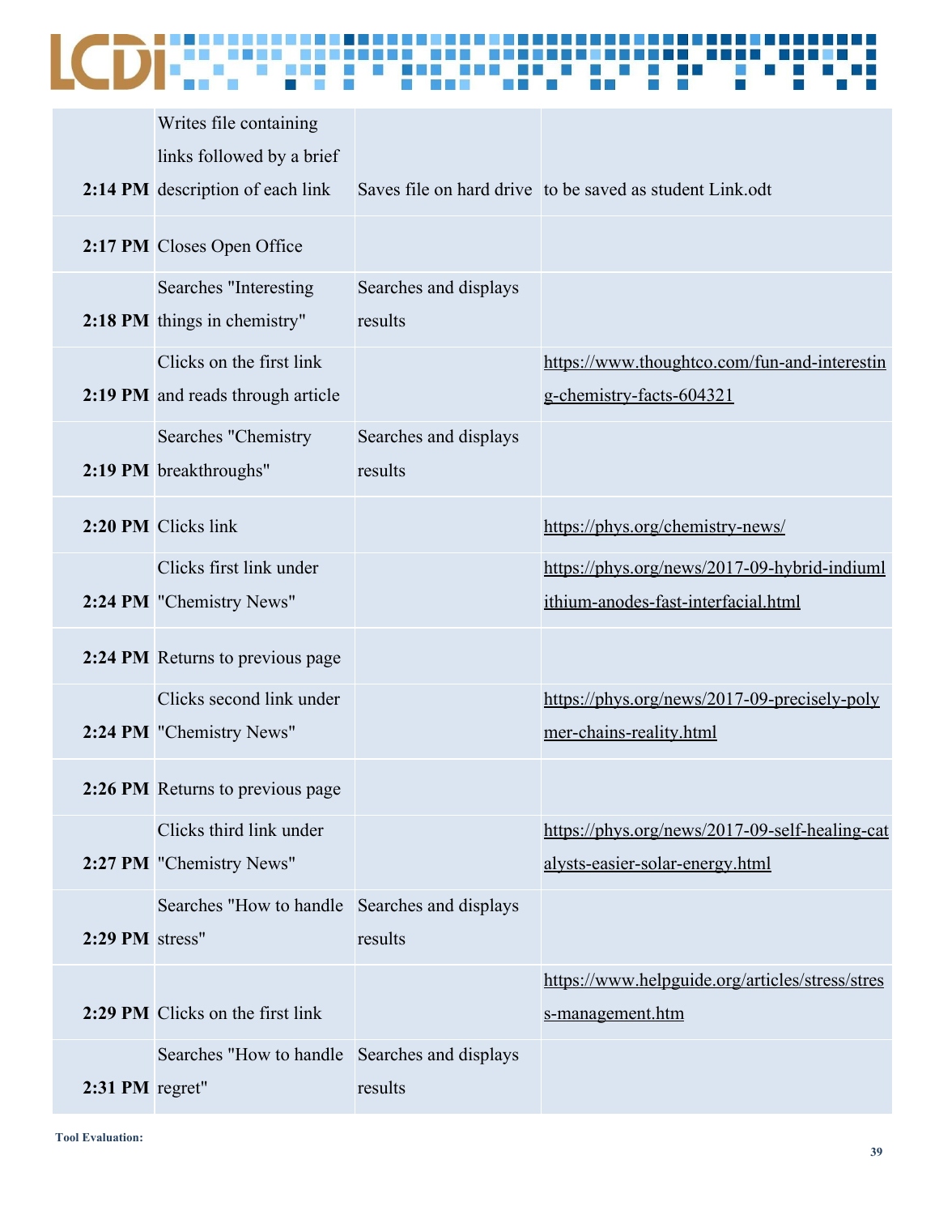| | | | |
|---|---|---|---|
| **2:14 PM** | Writes file containing links followed by a brief description of each link | Saves file on hard drive | to be saved as student Link.odt |
| **2:17 PM** | Closes Open Office | | |
| **2:18 PM** | Searches "Interesting things in chemistry" | Searches and displays results | |
| **2:19 PM** | Clicks on the first link and reads through article | | https://www.thoughtco.com/fun-and-interesting-chemistry-facts-604321 |
| **2:19 PM** | Searches "Chemistry breakthroughs" | Searches and displays results | |
| **2:20 PM** | Clicks link | | https://phys.org/chemistry-news/ |
| **2:24 PM** | Clicks first link under "Chemistry News" | | https://phys.org/news/2017-09-hybrid-indiumlithium-anodes-fast-interfacial.html |
| **2:24 PM** | Returns to previous page | | |
| **2:24 PM** | Clicks second link under "Chemistry News" | | https://phys.org/news/2017-09-precisely-polymer-chains-reality.html |
| **2:26 PM** | Returns to previous page | | |
| **2:27 PM** | Clicks third link under "Chemistry News" | | https://phys.org/news/2017-09-self-healing-catalysts-easier-solar-energy.html |
| **2:29 PM** | Searches "How to handle stress" | Searches and displays results | |
| **2:29 PM** | Clicks on the first link | | https://www.helpguide.org/articles/stress/stress-management.htm |
| **2:31 PM** | Searches "How to handle regret" | Searches and displays results | |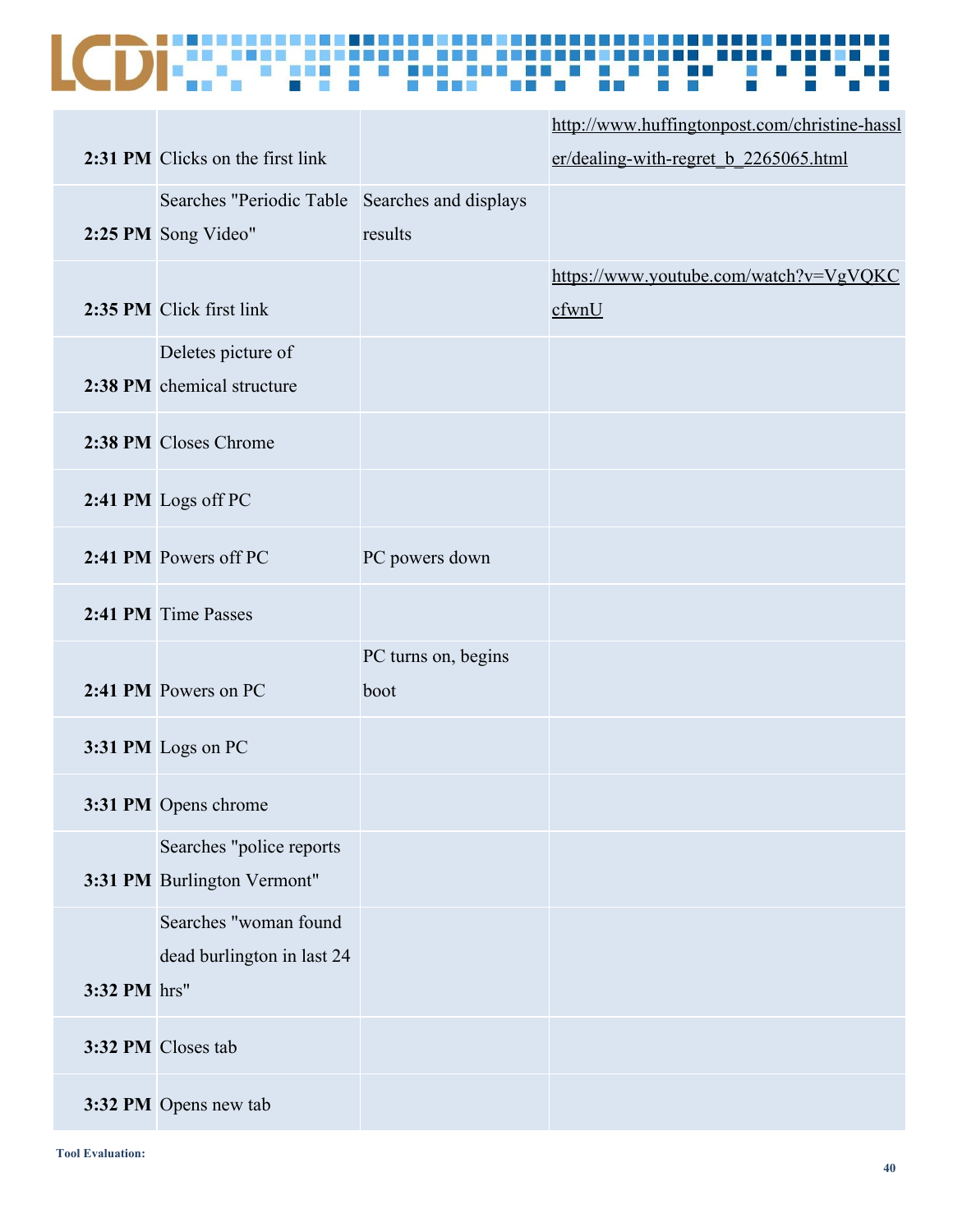| | | | |
|---|---|---|---|
| **2:31 PM** | Clicks on the first link | | http://www.huffingtonpost.com/christine-hassler/dealing-with-regret_b_2265065.html |
| **2:25 PM** | Searches "Periodic Table Song Video" | Searches and displays results | |
| **2:35 PM** | Click first link | | https://www.youtube.com/watch?v=VgVQKCcfwnU |
| **2:38 PM** | Deletes picture of chemical structure | | |
| **2:38 PM** | Closes Chrome | | |
| **2:41 PM** | Logs off PC | | |
| **2:41 PM** | Powers off PC | PC powers down | |
| **2:41 PM** | Time Passes | | |
| **2:41 PM** | Powers on PC | PC turns on, begins boot | |
| **3:31 PM** | Logs on PC | | |
| **3:31 PM** | Opens chrome | | |
| **3:31 PM** | Searches "police reports Burlington Vermont" | | |
| **3:32 PM** | Searches "woman found dead burlington in last 24 hrs" | | |
| **3:32 PM** | Closes tab | | |
| **3:32 PM** | Opens new tab | | |

**Tool Evaluation:**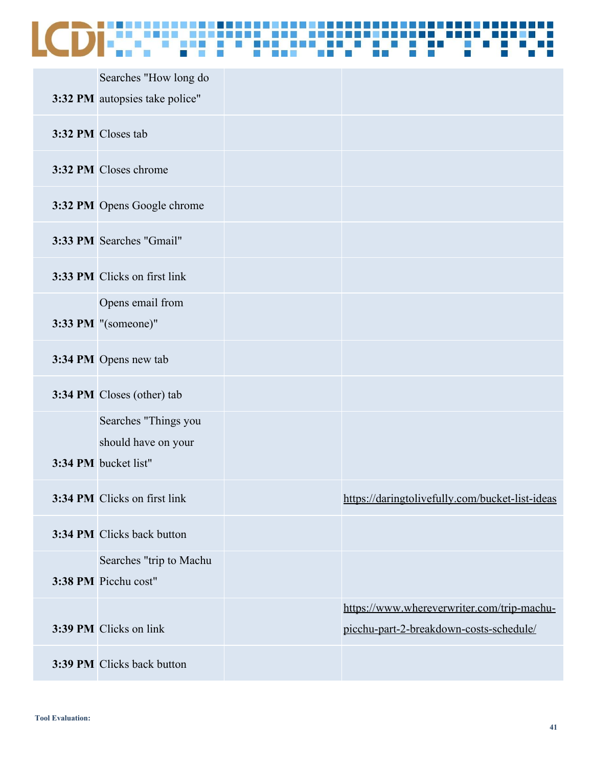| | | | |
|---|---|---|---|
| **3:32 PM** | Searches "How long do autopsies take police" | | |
| **3:32 PM** | Closes tab | | |
| **3:32 PM** | Closes chrome | | |
| **3:32 PM** | Opens Google chrome | | |
| **3:33 PM** | Searches "Gmail" | | |
| **3:33 PM** | Clicks on first link | | |
| **3:33 PM** | Opens email from "(someone)" | | |
| **3:34 PM** | Opens new tab | | |
| **3:34 PM** | Closes (other) tab | | |
| **3:34 PM** | Searches "Things you should have on your bucket list" | | |
| **3:34 PM** | Clicks on first link | | https://daringtolivefully.com/bucket-list-ideas |
| **3:34 PM** | Clicks back button | | |
| **3:38 PM** | Searches "trip to Machu Picchu cost" | | |
| **3:39 PM** | Clicks on link | | https://www.whereverwriter.com/trip-machu-picchu-part-2-breakdown-costs-schedule/ |
| **3:39 PM** | Clicks back button | | |

**Tool Evaluation:**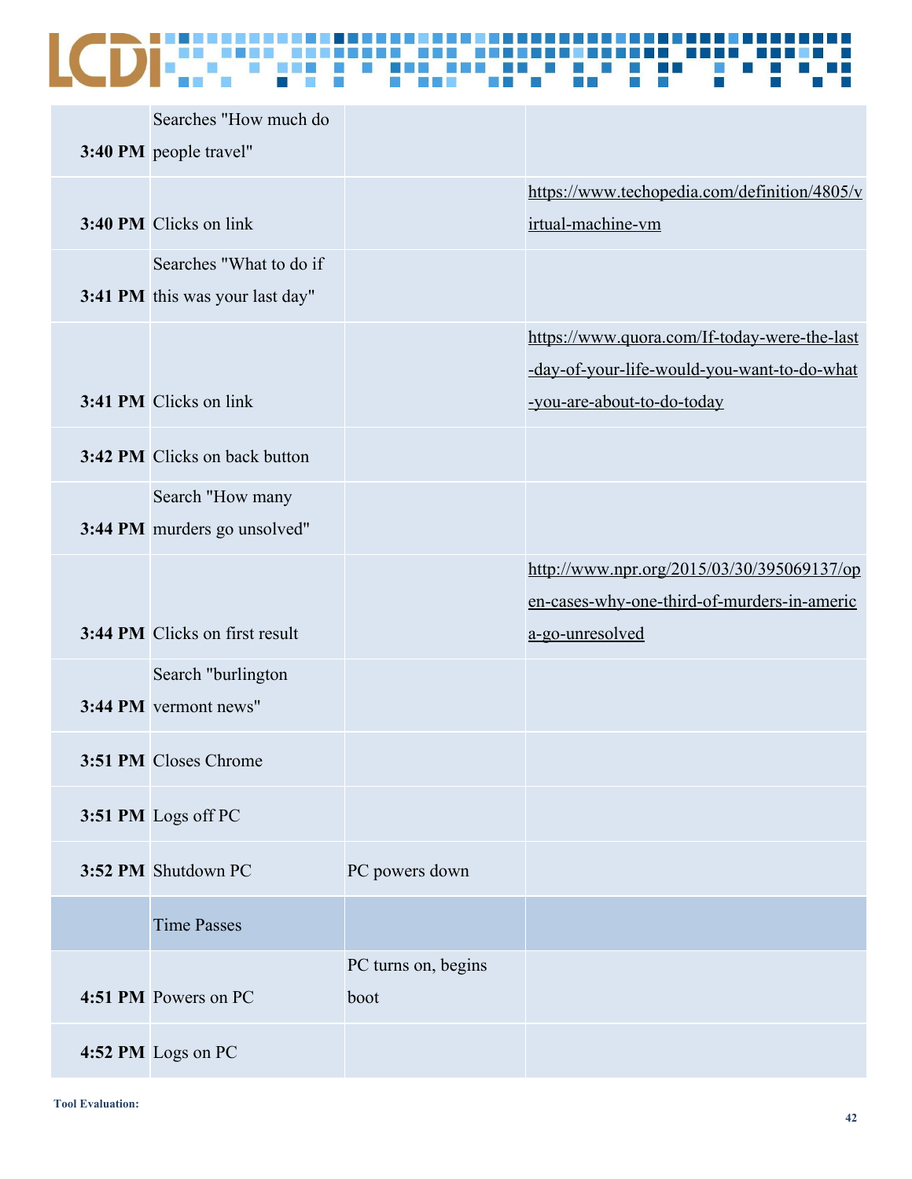| | | | |
|---|---|---|---|
| 3:40 PM | Searches "How much do people travel" | | |
| 3:40 PM | Clicks on link | | https://www.techopedia.com/definition/4805/virtual-machine-vm |
| 3:41 PM | Searches "What to do if this was your last day" | | |
| 3:41 PM | Clicks on link | | https://www.quora.com/If-today-were-the-last-day-of-your-life-would-you-want-to-do-what-you-are-about-to-do-today |
| 3:42 PM | Clicks on back button | | |
| 3:44 PM | Search "How many murders go unsolved" | | |
| 3:44 PM | Clicks on first result | | http://www.npr.org/2015/03/30/395069137/open-cases-why-one-third-of-murders-in-america-go-unresolved |
| 3:44 PM | Search "burlington vermont news" | | |
| 3:51 PM | Closes Chrome | | |
| 3:51 PM | Logs off PC | | |
| 3:52 PM | Shutdown PC | PC powers down | |
| | Time Passes | | |
| 4:51 PM | Powers on PC | PC turns on, begins boot | |
| 4:52 PM | Logs on PC | | |

**Tool Evaluation:**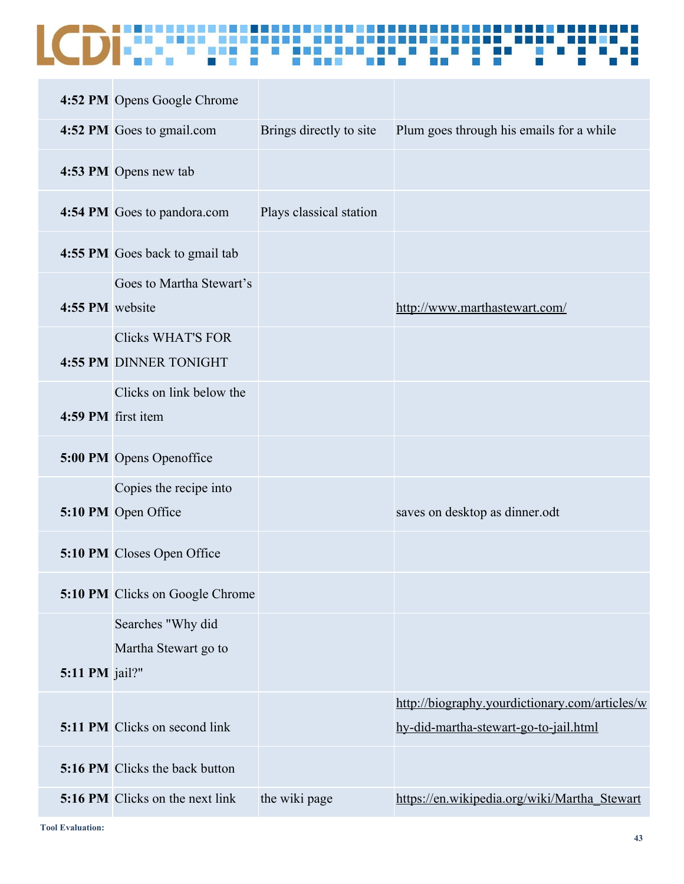| | | | |
|---|---|---|---|
| **4:52 PM** | Opens Google Chrome | | |
| **4:52 PM** | Goes to gmail.com | Brings directly to site | Plum goes through his emails for a while |
| **4:53 PM** | Opens new tab | | |
| **4:54 PM** | Goes to pandora.com | Plays classical station | |
| **4:55 PM** | Goes back to gmail tab | | |
| **4:55 PM** | Goes to Martha Stewart's website | | http://www.marthastewart.com/ |
| **4:55 PM** | Clicks WHAT'S FOR DINNER TONIGHT | | |
| **4:59 PM** | Clicks on link below the first item | | |
| **5:00 PM** | Opens Openoffice | | |
| **5:10 PM** | Copies the recipe into Open Office | | saves on desktop as dinner.odt |
| **5:10 PM** | Closes Open Office | | |
| **5:10 PM** | Clicks on Google Chrome | | |
| **5:11 PM** | Searches "Why did Martha Stewart go to jail?" | | |
| **5:11 PM** | Clicks on second link | | http://biography.yourdictionary.com/articles/why-did-martha-stewart-go-to-jail.html |
| **5:16 PM** | Clicks the back button | | |
| **5:16 PM** | Clicks on the next link | the wiki page | https://en.wikipedia.org/wiki/Martha_Stewart |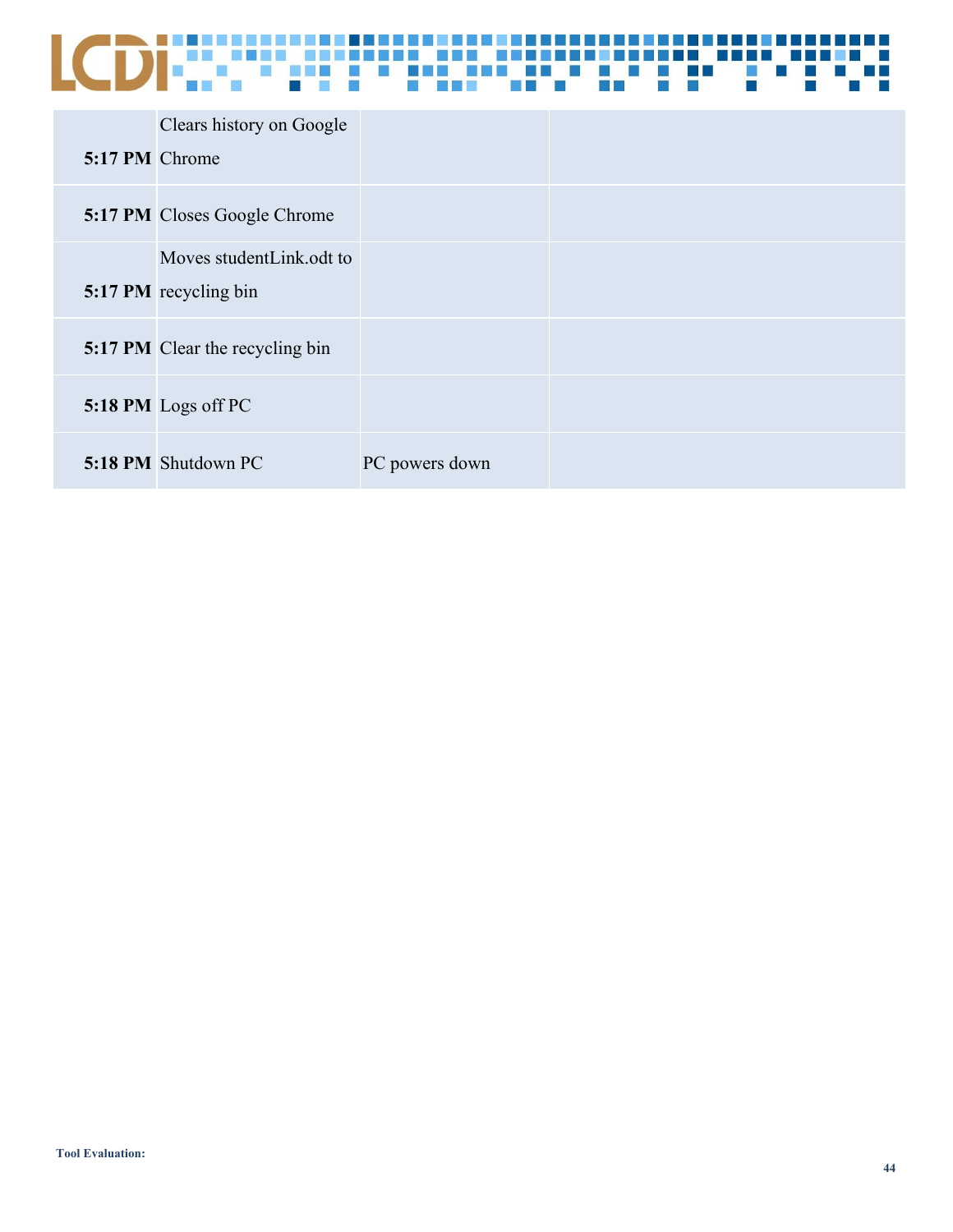| | | | |
|---|---|---|---|
| **5:17 PM** | Clears history on Google Chrome | | |
| **5:17 PM** | Closes Google Chrome | | |
| **5:17 PM** | Moves studentLink.odt to recycling bin | | |
| **5:17 PM** | Clear the recycling bin | | |
| **5:18 PM** | Logs off PC | | |
| **5:18 PM** | Shutdown PC | PC powers down | |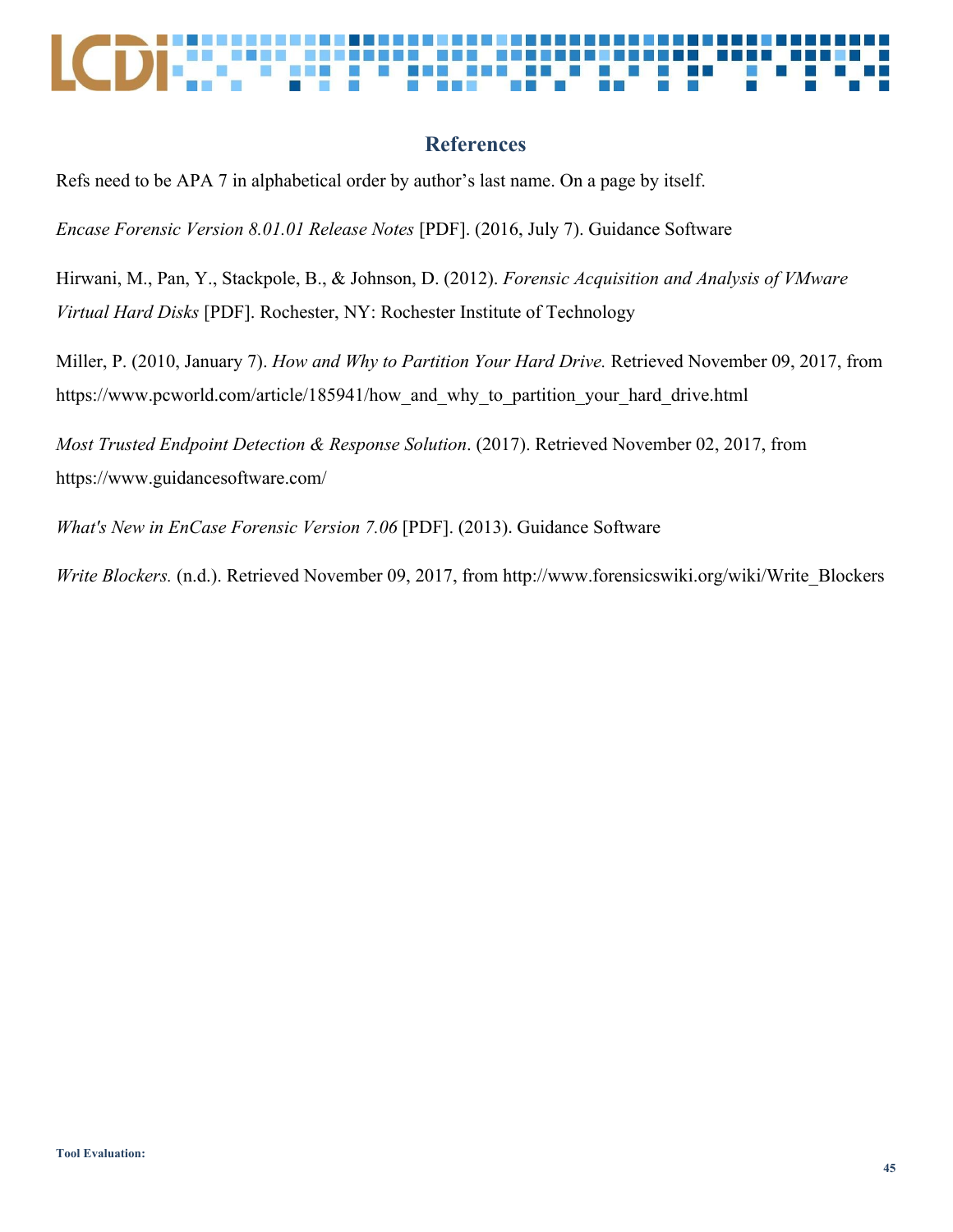# References

Refs need to be APA 7 in alphabetical order by author's last name. On a page by itself.

*Encase Forensic Version 8.01.01 Release Notes* [PDF]. (2016, July 7). Guidance Software

Hirwani, M., Pan, Y., Stackpole, B., & Johnson, D. (2012). *Forensic Acquisition and Analysis of VMware Virtual Hard Disks* [PDF]. Rochester, NY: Rochester Institute of Technology

Miller, P. (2010, January 7). *How and Why to Partition Your Hard Drive.* Retrieved November 09, 2017, from https://www.pcworld.com/article/185941/how_and_why_to_partition_your_hard_drive.html

*Most Trusted Endpoint Detection & Response Solution*. (2017). Retrieved November 02, 2017, from https://www.guidancesoftware.com/

*What's New in EnCase Forensic Version 7.06* [PDF]. (2013). Guidance Software

*Write Blockers.* (n.d.). Retrieved November 09, 2017, from http://www.forensicswiki.org/wiki/Write_Blockers